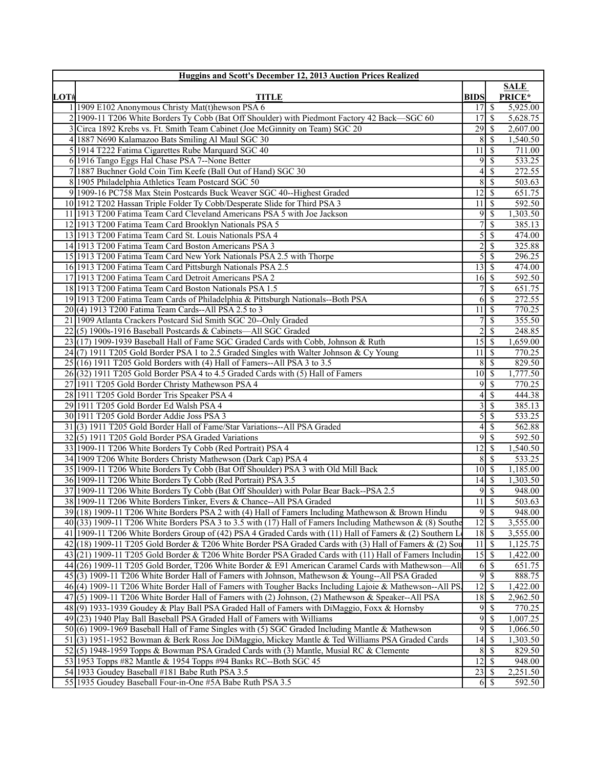| Huggins and Scott's December 12, 2013 Auction Prices Realized | | | |
|---|---|---|---|
| **LOT#** | **TITLE** | **BIDS** | **SALE PRICE*** |
| 1 | 1909 E102 Anonymous Christy Mat(t)hewson PSA 6 | 17 | $ 5,925.00 |
| 2 | 1909-11 T206 White Borders Ty Cobb (Bat Off Shoulder) with Piedmont Factory 42 Back—SGC 60 | 17 | $ 5,628.75 |
| 3 | Circa 1892 Krebs vs. Ft. Smith Team Cabinet (Joe McGinnity on Team) SGC 20 | 29 | $ 2,607.00 |
| 4 | 1887 N690 Kalamazoo Bats Smiling Al Maul SGC 30 | 8 | $ 1,540.50 |
| 5 | 1914 T222 Fatima Cigarettes Rube Marquard SGC 40 | 11 | $ 711.00 |
| 6 | 1916 Tango Eggs Hal Chase PSA 7--None Better | 9 | $ 533.25 |
| 7 | 1887 Buchner Gold Coin Tim Keefe (Ball Out of Hand) SGC 30 | 4 | $ 272.55 |
| 8 | 1905 Philadelphia Athletics Team Postcard SGC 50 | 8 | $ 503.63 |
| 9 | 1909-16 PC758 Max Stein Postcards Buck Weaver SGC 40--Highest Graded | 12 | $ 651.75 |
| 10 | 1912 T202 Hassan Triple Folder Ty Cobb/Desperate Slide for Third PSA 3 | 11 | $ 592.50 |
| 11 | 1913 T200 Fatima Team Card Cleveland Americans PSA 5 with Joe Jackson | 9 | $ 1,303.50 |
| 12 | 1913 T200 Fatima Team Card Brooklyn Nationals PSA 5 | 7 | $ 385.13 |
| 13 | 1913 T200 Fatima Team Card St. Louis Nationals PSA 4 | 5 | $ 474.00 |
| 14 | 1913 T200 Fatima Team Card Boston Americans PSA 3 | 2 | $ 325.88 |
| 15 | 1913 T200 Fatima Team Card New York Nationals PSA 2.5 with Thorpe | 5 | $ 296.25 |
| 16 | 1913 T200 Fatima Team Card Pittsburgh Nationals PSA 2.5 | 13 | $ 474.00 |
| 17 | 1913 T200 Fatima Team Card Detroit Americans PSA 2 | 16 | $ 592.50 |
| 18 | 1913 T200 Fatima Team Card Boston Nationals PSA 1.5 | 7 | $ 651.75 |
| 19 | 1913 T200 Fatima Team Cards of Philadelphia & Pittsburgh Nationals--Both PSA | 6 | $ 272.55 |
| 20 | (4) 1913 T200 Fatima Team Cards--All PSA 2.5 to 3 | 11 | $ 770.25 |
| 21 | 1909 Atlanta Crackers Postcard Sid Smith SGC 20--Only Graded | 7 | $ 355.50 |
| 22 | (5) 1900s-1916 Baseball Postcards & Cabinets—All SGC Graded | 2 | $ 248.85 |
| 23 | (17) 1909-1939 Baseball Hall of Fame SGC Graded Cards with Cobb, Johnson & Ruth | 15 | $ 1,659.00 |
| 24 | (7) 1911 T205 Gold Border PSA 1 to 2.5 Graded Singles with Walter Johnson & Cy Young | 11 | $ 770.25 |
| 25 | (16) 1911 T205 Gold Borders with (4) Hall of Famers--All PSA 3 to 3.5 | 8 | $ 829.50 |
| 26 | (32) 1911 T205 Gold Border PSA 4 to 4.5 Graded Cards with (5) Hall of Famers | 10 | $ 1,777.50 |
| 27 | 1911 T205 Gold Border Christy Mathewson PSA 4 | 9 | $ 770.25 |
| 28 | 1911 T205 Gold Border Tris Speaker PSA 4 | 4 | $ 444.38 |
| 29 | 1911 T205 Gold Border Ed Walsh PSA 4 | 3 | $ 385.13 |
| 30 | 1911 T205 Gold Border Addie Joss PSA 3 | 5 | $ 533.25 |
| 31 | (3) 1911 T205 Gold Border Hall of Fame/Star Variations--All PSA Graded | 4 | $ 562.88 |
| 32 | (5) 1911 T205 Gold Border PSA Graded Variations | 9 | $ 592.50 |
| 33 | 1909-11 T206 White Borders Ty Cobb (Red Portrait) PSA 4 | 12 | $ 1,540.50 |
| 34 | 1909 T206 White Borders Christy Mathewson (Dark Cap) PSA 4 | 8 | $ 533.25 |
| 35 | 1909-11 T206 White Borders Ty Cobb (Bat Off Shoulder) PSA 3 with Old Mill Back | 10 | $ 1,185.00 |
| 36 | 1909-11 T206 White Borders Ty Cobb (Red Portrait) PSA 3.5 | 14 | $ 1,303.50 |
| 37 | 1909-11 T206 White Borders Ty Cobb (Bat Off Shoulder) with Polar Bear Back--PSA 2.5 | 9 | $ 948.00 |
| 38 | 1909-11 T206 White Borders Tinker, Evers & Chance--All PSA Graded | 11 | $ 503.63 |
| 39 | (18) 1909-11 T206 White Borders PSA 2 with (4) Hall of Famers Including Mathewson & Brown Hindu | 9 | $ 948.00 |
| 40 | (33) 1909-11 T206 White Borders PSA 3 to 3.5 with (17) Hall of Famers Including Mathewson & (8) Southe | 12 | $ 3,555.00 |
| 41 | 1909-11 T206 White Borders Group of (42) PSA 4 Graded Cards with (11) Hall of Famers & (2) Southern L | 18 | $ 3,555.00 |
| 42 | (18) 1909-11 T205 Gold Border & T206 White Border PSA Graded Cards with (3) Hall of Famers & (2) Sou | 11 | $ 1,125.75 |
| 43 | (21) 1909-11 T205 Gold Border & T206 White Border PSA Graded Cards with (11) Hall of Famers Includin | 15 | $ 1,422.00 |
| 44 | (26) 1909-11 T205 Gold Border, T206 White Border & E91 American Caramel Cards with Mathewson—All | 6 | $ 651.75 |
| 45 | (3) 1909-11 T206 White Border Hall of Famers with Johnson, Mathewson & Young--All PSA Graded | 9 | $ 888.75 |
| 46 | (4) 1909-11 T206 White Border Hall of Famers with Tougher Backs Including Lajoie & Mathewson--All PS | 12 | $ 1,422.00 |
| 47 | (5) 1909-11 T206 White Border Hall of Famers with (2) Johnson, (2) Mathewson & Speaker--All PSA | 18 | $ 2,962.50 |
| 48 | (9) 1933-1939 Goudey & Play Ball PSA Graded Hall of Famers with DiMaggio, Foxx & Hornsby | 9 | $ 770.25 |
| 49 | (23) 1940 Play Ball Baseball PSA Graded Hall of Famers with Williams | 9 | $ 1,007.25 |
| 50 | (6) 1909-1969 Baseball Hall of Fame Singles with (5) SGC Graded Including Mantle & Mathewson | 9 | $ 1,066.50 |
| 51 | (3) 1951-1952 Bowman & Berk Ross Joe DiMaggio, Mickey Mantle & Ted Williams PSA Graded Cards | 14 | $ 1,303.50 |
| 52 | (5) 1948-1959 Topps & Bowman PSA Graded Cards with (3) Mantle, Musial RC & Clemente | 8 | $ 829.50 |
| 53 | 1953 Topps #82 Mantle & 1954 Topps #94 Banks RC--Both SGC 45 | 12 | $ 948.00 |
| 54 | 1933 Goudey Baseball #181 Babe Ruth PSA 3.5 | 23 | $ 2,251.50 |
| 55 | 1935 Goudey Baseball Four-in-One #5A Babe Ruth PSA 3.5 | 6 | $ 592.50 |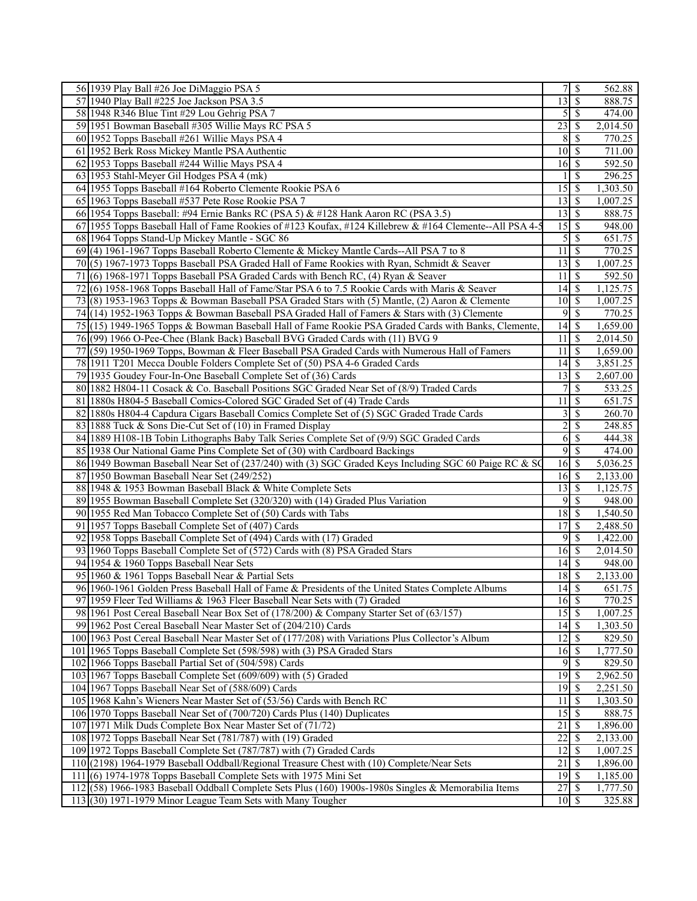| | | | | |
|---|---|---|---|---|
| 56 | 1939 Play Ball #26 Joe DiMaggio PSA 5 | 7 | $ | 562.88 |
| 57 | 1940 Play Ball #225 Joe Jackson PSA 3.5 | 13 | $ | 888.75 |
| 58 | 1948 R346 Blue Tint #29 Lou Gehrig PSA 7 | 5 | $ | 474.00 |
| 59 | 1951 Bowman Baseball #305 Willie Mays RC PSA 5 | 23 | $ | 2,014.50 |
| 60 | 1952 Topps Baseball #261 Willie Mays PSA 4 | 8 | $ | 770.25 |
| 61 | 1952 Berk Ross Mickey Mantle PSA Authentic | 10 | $ | 711.00 |
| 62 | 1953 Topps Baseball #244 Willie Mays PSA 4 | 16 | $ | 592.50 |
| 63 | 1953 Stahl-Meyer Gil Hodges PSA 4 (mk) | 1 | $ | 296.25 |
| 64 | 1955 Topps Baseball #164 Roberto Clemente Rookie PSA 6 | 15 | $ | 1,303.50 |
| 65 | 1963 Topps Baseball #537 Pete Rose Rookie PSA 7 | 13 | $ | 1,007.25 |
| 66 | 1954 Topps Baseball: #94 Ernie Banks RC (PSA 5) & #128 Hank Aaron RC (PSA 3.5) | 13 | $ | 888.75 |
| 67 | 1955 Topps Baseball Hall of Fame Rookies of #123 Koufax, #124 Killebrew & #164 Clemente--All PSA 4-5 | 15 | $ | 948.00 |
| 68 | 1964 Topps Stand-Up Mickey Mantle - SGC 86 | 5 | $ | 651.75 |
| 69 | (4) 1961-1967 Topps Baseball Roberto Clemente & Mickey Mantle Cards--All PSA 7 to 8 | 11 | $ | 770.25 |
| 70 | (5) 1967-1973 Topps Baseball PSA Graded Hall of Fame Rookies with Ryan, Schmidt & Seaver | 13 | $ | 1,007.25 |
| 71 | (6) 1968-1971 Topps Baseball PSA Graded Cards with Bench RC, (4) Ryan & Seaver | 11 | $ | 592.50 |
| 72 | (6) 1958-1968 Topps Baseball Hall of Fame/Star PSA 6 to 7.5 Rookie Cards with Maris & Seaver | 14 | $ | 1,125.75 |
| 73 | (8) 1953-1963 Topps & Bowman Baseball PSA Graded Stars with (5) Mantle, (2) Aaron & Clemente | 10 | $ | 1,007.25 |
| 74 | (14) 1952-1963 Topps & Bowman Baseball PSA Graded Hall of Famers & Stars with (3) Clemente | 9 | $ | 770.25 |
| 75 | (15) 1949-1965 Topps & Bowman Baseball Hall of Fame Rookie PSA Graded Cards with Banks, Clemente, | 14 | $ | 1,659.00 |
| 76 | (99) 1966 O-Pee-Chee (Blank Back) Baseball BVG Graded Cards with (11) BVG 9 | 11 | $ | 2,014.50 |
| 77 | (59) 1950-1969 Topps, Bowman & Fleer Baseball PSA Graded Cards with Numerous Hall of Famers | 11 | $ | 1,659.00 |
| 78 | 1911 T201 Mecca Double Folders Complete Set of (50) PSA 4-6 Graded Cards | 14 | $ | 3,851.25 |
| 79 | 1935 Goudey Four-In-One Baseball Complete Set of (36) Cards | 13 | $ | 2,607.00 |
| 80 | 1882 H804-11 Cosack & Co. Baseball Positions SGC Graded Near Set of (8/9) Traded Cards | 7 | $ | 533.25 |
| 81 | 1880s H804-5 Baseball Comics-Colored SGC Graded Set of (4) Trade Cards | 11 | $ | 651.75 |
| 82 | 1880s H804-4 Capdura Cigars Baseball Comics Complete Set of (5) SGC Graded Trade Cards | 3 | $ | 260.70 |
| 83 | 1888 Tuck & Sons Die-Cut Set of (10) in Framed Display | 2 | $ | 248.85 |
| 84 | 1889 H108-1B Tobin Lithographs Baby Talk Series Complete Set of (9/9) SGC Graded Cards | 6 | $ | 444.38 |
| 85 | 1938 Our National Game Pins Complete Set of (30) with Cardboard Backings | 9 | $ | 474.00 |
| 86 | 1949 Bowman Baseball Near Set of (237/240) with (3) SGC Graded Keys Including SGC 60 Paige RC & SG | 16 | $ | 5,036.25 |
| 87 | 1950 Bowman Baseball Near Set (249/252) | 16 | $ | 2,133.00 |
| 88 | 1948 & 1953 Bowman Baseball Black & White Complete Sets | 13 | $ | 1,125.75 |
| 89 | 1955 Bowman Baseball Complete Set (320/320) with (14) Graded Plus Variation | 9 | $ | 948.00 |
| 90 | 1955 Red Man Tobacco Complete Set of (50) Cards with Tabs | 18 | $ | 1,540.50 |
| 91 | 1957 Topps Baseball Complete Set of (407) Cards | 17 | $ | 2,488.50 |
| 92 | 1958 Topps Baseball Complete Set of (494) Cards with (17) Graded | 9 | $ | 1,422.00 |
| 93 | 1960 Topps Baseball Complete Set of (572) Cards with (8) PSA Graded Stars | 16 | $ | 2,014.50 |
| 94 | 1954 & 1960 Topps Baseball Near Sets | 14 | $ | 948.00 |
| 95 | 1960 & 1961 Topps Baseball Near & Partial Sets | 18 | $ | 2,133.00 |
| 96 | 1960-1961 Golden Press Baseball Hall of Fame & Presidents of the United States Complete Albums | 14 | $ | 651.75 |
| 97 | 1959 Fleer Ted Williams & 1963 Fleer Baseball Near Sets with (7) Graded | 16 | $ | 770.25 |
| 98 | 1961 Post Cereal Baseball Near Box Set of (178/200) & Company Starter Set of (63/157) | 15 | $ | 1,007.25 |
| 99 | 1962 Post Cereal Baseball Near Master Set of (204/210) Cards | 14 | $ | 1,303.50 |
| 100 | 1963 Post Cereal Baseball Near Master Set of (177/208) with Variations Plus Collector's Album | 12 | $ | 829.50 |
| 101 | 1965 Topps Baseball Complete Set (598/598) with (3) PSA Graded Stars | 16 | $ | 1,777.50 |
| 102 | 1966 Topps Baseball Partial Set of (504/598) Cards | 9 | $ | 829.50 |
| 103 | 1967 Topps Baseball Complete Set (609/609) with (5) Graded | 19 | $ | 2,962.50 |
| 104 | 1967 Topps Baseball Near Set of (588/609) Cards | 19 | $ | 2,251.50 |
| 105 | 1968 Kahn's Wieners Near Master Set of (53/56) Cards with Bench RC | 11 | $ | 1,303.50 |
| 106 | 1970 Topps Baseball Near Set of (700/720) Cards Plus (140) Duplicates | 15 | $ | 888.75 |
| 107 | 1971 Milk Duds Complete Box Near Master Set of (71/72) | 21 | $ | 1,896.00 |
| 108 | 1972 Topps Baseball Near Set (781/787) with (19) Graded | 22 | $ | 2,133.00 |
| 109 | 1972 Topps Baseball Complete Set (787/787) with (7) Graded Cards | 12 | $ | 1,007.25 |
| 110 | (2198) 1964-1979 Baseball Oddball/Regional Treasure Chest with (10) Complete/Near Sets | 21 | $ | 1,896.00 |
| 111 | (6) 1974-1978 Topps Baseball Complete Sets with 1975 Mini Set | 19 | $ | 1,185.00 |
| 112 | (58) 1966-1983 Baseball Oddball Complete Sets Plus (160) 1900s-1980s Singles & Memorabilia Items | 27 | $ | 1,777.50 |
| 113 | (30) 1971-1979 Minor League Team Sets with Many Tougher | 10 | $ | 325.88 |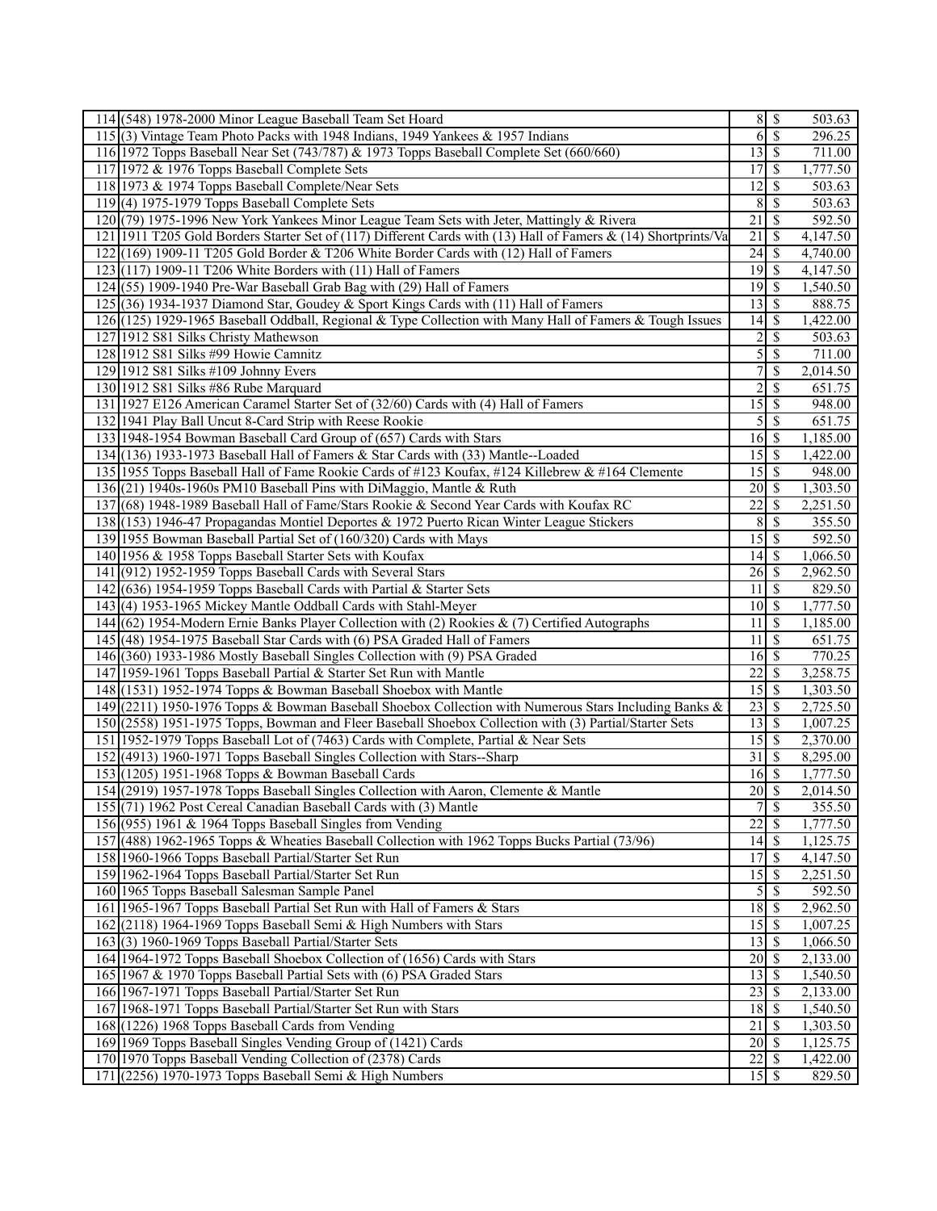| | | | | |
|---|---|---|---|---|
| 114 | (548) 1978-2000 Minor League Baseball Team Set Hoard | 8 | $ | 503.63 |
| 115 | (3) Vintage Team Photo Packs with 1948 Indians, 1949 Yankees & 1957 Indians | 6 | $ | 296.25 |
| 116 | 1972 Topps Baseball Near Set (743/787) & 1973 Topps Baseball Complete Set (660/660) | 13 | $ | 711.00 |
| 117 | 1972 & 1976 Topps Baseball Complete Sets | 17 | $ | 1,777.50 |
| 118 | 1973 & 1974 Topps Baseball Complete/Near Sets | 12 | $ | 503.63 |
| 119 | (4) 1975-1979 Topps Baseball Complete Sets | 8 | $ | 503.63 |
| 120 | (79) 1975-1996 New York Yankees Minor League Team Sets with Jeter, Mattingly & Rivera | 21 | $ | 592.50 |
| 121 | 1911 T205 Gold Borders Starter Set of (117) Different Cards with (13) Hall of Famers & (14) Shortprints/Va | 21 | $ | 4,147.50 |
| 122 | (169) 1909-11 T205 Gold Border & T206 White Border Cards with (12) Hall of Famers | 24 | $ | 4,740.00 |
| 123 | (117) 1909-11 T206 White Borders with (11) Hall of Famers | 19 | $ | 4,147.50 |
| 124 | (55) 1909-1940 Pre-War Baseball Grab Bag with (29) Hall of Famers | 19 | $ | 1,540.50 |
| 125 | (36) 1934-1937 Diamond Star, Goudey & Sport Kings Cards with (11) Hall of Famers | 13 | $ | 888.75 |
| 126 | (125) 1929-1965 Baseball Oddball, Regional & Type Collection with Many Hall of Famers & Tough Issues | 14 | $ | 1,422.00 |
| 127 | 1912 S81 Silks Christy Mathewson | 2 | $ | 503.63 |
| 128 | 1912 S81 Silks #99 Howie Camnitz | 5 | $ | 711.00 |
| 129 | 1912 S81 Silks #109 Johnny Evers | 7 | $ | 2,014.50 |
| 130 | 1912 S81 Silks #86 Rube Marquard | 2 | $ | 651.75 |
| 131 | 1927 E126 American Caramel Starter Set of (32/60) Cards with (4) Hall of Famers | 15 | $ | 948.00 |
| 132 | 1941 Play Ball Uncut 8-Card Strip with Reese Rookie | 5 | $ | 651.75 |
| 133 | 1948-1954 Bowman Baseball Card Group of (657) Cards with Stars | 16 | $ | 1,185.00 |
| 134 | (136) 1933-1973 Baseball Hall of Famers & Star Cards with (33) Mantle--Loaded | 15 | $ | 1,422.00 |
| 135 | 1955 Topps Baseball Hall of Fame Rookie Cards of #123 Koufax, #124 Killebrew & #164 Clemente | 15 | $ | 948.00 |
| 136 | (21) 1940s-1960s PM10 Baseball Pins with DiMaggio, Mantle & Ruth | 20 | $ | 1,303.50 |
| 137 | (68) 1948-1989 Baseball Hall of Fame/Stars Rookie & Second Year Cards with Koufax RC | 22 | $ | 2,251.50 |
| 138 | (153) 1946-47 Propagandas Montiel Deportes & 1972 Puerto Rican Winter League Stickers | 8 | $ | 355.50 |
| 139 | 1955 Bowman Baseball Partial Set of (160/320) Cards with Mays | 15 | $ | 592.50 |
| 140 | 1956 & 1958 Topps Baseball Starter Sets with Koufax | 14 | $ | 1,066.50 |
| 141 | (912) 1952-1959 Topps Baseball Cards with Several Stars | 26 | $ | 2,962.50 |
| 142 | (636) 1954-1959 Topps Baseball Cards with Partial & Starter Sets | 11 | $ | 829.50 |
| 143 | (4) 1953-1965 Mickey Mantle Oddball Cards with Stahl-Meyer | 10 | $ | 1,777.50 |
| 144 | (62) 1954-Modern Ernie Banks Player Collection with (2) Rookies & (7) Certified Autographs | 11 | $ | 1,185.00 |
| 145 | (48) 1954-1975 Baseball Star Cards with (6) PSA Graded Hall of Famers | 11 | $ | 651.75 |
| 146 | (360) 1933-1986 Mostly Baseball Singles Collection with (9) PSA Graded | 16 | $ | 770.25 |
| 147 | 1959-1961 Topps Baseball Partial & Starter Set Run with Mantle | 22 | $ | 3,258.75 |
| 148 | (1531) 1952-1974 Topps & Bowman Baseball Shoebox with Mantle | 15 | $ | 1,303.50 |
| 149 | (2211) 1950-1976 Topps & Bowman Baseball Shoebox Collection with Numerous Stars Including Banks & | 23 | $ | 2,725.50 |
| 150 | (2558) 1951-1975 Topps, Bowman and Fleer Baseball Shoebox Collection with (3) Partial/Starter Sets | 13 | $ | 1,007.25 |
| 151 | 1952-1979 Topps Baseball Lot of (7463) Cards with Complete, Partial & Near Sets | 15 | $ | 2,370.00 |
| 152 | (4913) 1960-1971 Topps Baseball Singles Collection with Stars--Sharp | 31 | $ | 8,295.00 |
| 153 | (1205) 1951-1968 Topps & Bowman Baseball Cards | 16 | $ | 1,777.50 |
| 154 | (2919) 1957-1978 Topps Baseball Singles Collection with Aaron, Clemente & Mantle | 20 | $ | 2,014.50 |
| 155 | (71) 1962 Post Cereal Canadian Baseball Cards with (3) Mantle | 7 | $ | 355.50 |
| 156 | (955) 1961 & 1964 Topps Baseball Singles from Vending | 22 | $ | 1,777.50 |
| 157 | (488) 1962-1965 Topps & Wheaties Baseball Collection with 1962 Topps Bucks Partial (73/96) | 14 | $ | 1,125.75 |
| 158 | 1960-1966 Topps Baseball Partial/Starter Set Run | 17 | $ | 4,147.50 |
| 159 | 1962-1964 Topps Baseball Partial/Starter Set Run | 15 | $ | 2,251.50 |
| 160 | 1965 Topps Baseball Salesman Sample Panel | 5 | $ | 592.50 |
| 161 | 1965-1967 Topps Baseball Partial Set Run with Hall of Famers & Stars | 18 | $ | 2,962.50 |
| 162 | (2118) 1964-1969 Topps Baseball Semi & High Numbers with Stars | 15 | $ | 1,007.25 |
| 163 | (3) 1960-1969 Topps Baseball Partial/Starter Sets | 13 | $ | 1,066.50 |
| 164 | 1964-1972 Topps Baseball Shoebox Collection of (1656) Cards with Stars | 20 | $ | 2,133.00 |
| 165 | 1967 & 1970 Topps Baseball Partial Sets with (6) PSA Graded Stars | 13 | $ | 1,540.50 |
| 166 | 1967-1971 Topps Baseball Partial/Starter Set Run | 23 | $ | 2,133.00 |
| 167 | 1968-1971 Topps Baseball Partial/Starter Set Run with Stars | 18 | $ | 1,540.50 |
| 168 | (1226) 1968 Topps Baseball Cards from Vending | 21 | $ | 1,303.50 |
| 169 | 1969 Topps Baseball Singles Vending Group of (1421) Cards | 20 | $ | 1,125.75 |
| 170 | 1970 Topps Baseball Vending Collection of (2378) Cards | 22 | $ | 1,422.00 |
| 171 | (2256) 1970-1973 Topps Baseball Semi & High Numbers | 15 | $ | 829.50 |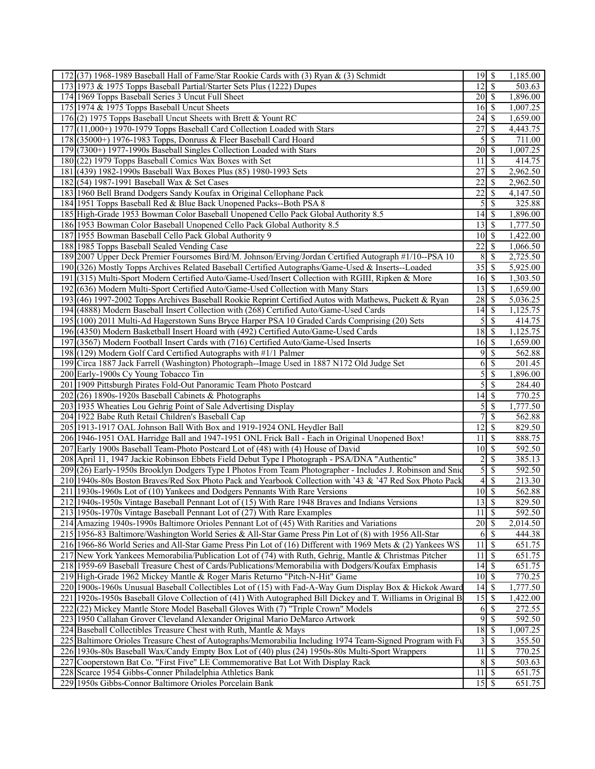| | | | | |
|---|---|---|---|---|
| 172 | (37) 1968-1989 Baseball Hall of Fame/Star Rookie Cards with (3) Ryan & (3) Schmidt | 19 | $ | 1,185.00 |
| 173 | 1973 & 1975 Topps Baseball Partial/Starter Sets Plus (1222) Dupes | 12 | $ | 503.63 |
| 174 | 1969 Topps Baseball Series 3 Uncut Full Sheet | 20 | $ | 1,896.00 |
| 175 | 1974 & 1975 Topps Baseball Uncut Sheets | 16 | $ | 1,007.25 |
| 176 | (2) 1975 Topps Baseball Uncut Sheets with Brett & Yount RC | 24 | $ | 1,659.00 |
| 177 | (11,000+) 1970-1979 Topps Baseball Card Collection Loaded with Stars | 27 | $ | 4,443.75 |
| 178 | (35000+) 1976-1983 Topps, Donruss & Fleer Baseball Card Hoard | 5 | $ | 711.00 |
| 179 | (7300+) 1977-1990s Baseball Singles Collection Loaded with Stars | 20 | $ | 1,007.25 |
| 180 | (22) 1979 Topps Baseball Comics Wax Boxes with Set | 11 | $ | 414.75 |
| 181 | (439) 1982-1990s Baseball Wax Boxes Plus (85) 1980-1993 Sets | 27 | $ | 2,962.50 |
| 182 | (54) 1987-1991 Baseball Wax & Set Cases | 22 | $ | 2,962.50 |
| 183 | 1960 Bell Brand Dodgers Sandy Koufax in Original Cellophane Pack | 22 | $ | 4,147.50 |
| 184 | 1951 Topps Baseball Red & Blue Back Unopened Packs--Both PSA 8 | 5 | $ | 325.88 |
| 185 | High-Grade 1953 Bowman Color Baseball Unopened Cello Pack Global Authority 8.5 | 14 | $ | 1,896.00 |
| 186 | 1953 Bowman Color Baseball Unopened Cello Pack Global Authority 8.5 | 13 | $ | 1,777.50 |
| 187 | 1955 Bowman Baseball Cello Pack Global Authority 9 | 10 | $ | 1,422.00 |
| 188 | 1985 Topps Baseball Sealed Vending Case | 22 | $ | 1,066.50 |
| 189 | 2007 Upper Deck Premier Foursomes Bird/M. Johnson/Erving/Jordan Certified Autograph #1/10--PSA 10 | 8 | $ | 2,725.50 |
| 190 | (326) Mostly Topps Archives Related Baseball Certified Autographs/Game-Used & Inserts--Loaded | 35 | $ | 5,925.00 |
| 191 | (315) Multi-Sport Modern Certified Auto/Game-Used/Insert Collection with RGIII, Ripken & More | 16 | $ | 1,303.50 |
| 192 | (636) Modern Multi-Sport Certified Auto/Game-Used Collection with Many Stars | 13 | $ | 1,659.00 |
| 193 | (46) 1997-2002 Topps Archives Baseball Rookie Reprint Certified Autos with Mathews, Puckett & Ryan | 28 | $ | 5,036.25 |
| 194 | (4888) Modern Baseball Insert Collection with (268) Certified Auto/Game-Used Cards | 14 | $ | 1,125.75 |
| 195 | (100) 2011 Multi-Ad Hagerstown Suns Bryce Harper PSA 10 Graded Cards Comprising (20) Sets | 5 | $ | 414.75 |
| 196 | (4350) Modern Basketball Insert Hoard with (492) Certified Auto/Game-Used Cards | 18 | $ | 1,125.75 |
| 197 | (3567) Modern Football Insert Cards with (716) Certified Auto/Game-Used Inserts | 16 | $ | 1,659.00 |
| 198 | (129) Modern Golf Card Certified Autographs with #1/1 Palmer | 9 | $ | 562.88 |
| 199 | Circa 1887 Jack Farrell (Washington) Photograph--Image Used in 1887 N172 Old Judge Set | 6 | $ | 201.45 |
| 200 | Early-1900s Cy Young Tobacco Tin | 5 | $ | 1,896.00 |
| 201 | 1909 Pittsburgh Pirates Fold-Out Panoramic Team Photo Postcard | 5 | $ | 284.40 |
| 202 | (26) 1890s-1920s Baseball Cabinets & Photographs | 14 | $ | 770.25 |
| 203 | 1935 Wheaties Lou Gehrig Point of Sale Advertising Display | 5 | $ | 1,777.50 |
| 204 | 1922 Babe Ruth Retail Children's Baseball Cap | 7 | $ | 562.88 |
| 205 | 1913-1917 OAL Johnson Ball With Box and 1919-1924 ONL Heydler Ball | 12 | $ | 829.50 |
| 206 | 1946-1951 OAL Harridge Ball and 1947-1951 ONL Frick Ball - Each in Original Unopened Box! | 11 | $ | 888.75 |
| 207 | Early 1900s Baseball Team-Photo Postcard Lot of (48) with (4) House of David | 10 | $ | 592.50 |
| 208 | April 11, 1947 Jackie Robinson Ebbets Field Debut Type I Photograph - PSA/DNA "Authentic" | 2 | $ | 385.13 |
| 209 | (26) Early-1950s Brooklyn Dodgers Type I Photos From Team Photographer - Includes J. Robinson and Snid | 5 | $ | 592.50 |
| 210 | 1940s-80s Boston Braves/Red Sox Photo Pack and Yearbook Collection with '43 & '47 Red Sox Photo Pack | 4 | $ | 213.30 |
| 211 | 1930s-1960s Lot of (10) Yankees and Dodgers Pennants With Rare Versions | 10 | $ | 562.88 |
| 212 | 1940s-1950s Vintage Baseball Pennant Lot of (15) With Rare 1948 Braves and Indians Versions | 13 | $ | 829.50 |
| 213 | 1950s-1970s Vintage Baseball Pennant Lot of (27) With Rare Examples | 11 | $ | 592.50 |
| 214 | Amazing 1940s-1990s Baltimore Orioles Pennant Lot of (45) With Rarities and Variations | 20 | $ | 2,014.50 |
| 215 | 1956-83 Baltimore/Washington World Series & All-Star Game Press Pin Lot of (8) with 1956 All-Star | 6 | $ | 444.38 |
| 216 | 1966-86 World Series and All-Star Game Press Pin Lot of (16) Different with 1969 Mets & (2) Yankees WS | 11 | $ | 651.75 |
| 217 | New York Yankees Memorabilia/Publication Lot of (74) with Ruth, Gehrig, Mantle & Christmas Pitcher | 11 | $ | 651.75 |
| 218 | 1959-69 Baseball Treasure Chest of Cards/Publications/Memorabilia with Dodgers/Koufax Emphasis | 14 | $ | 651.75 |
| 219 | High-Grade 1962 Mickey Mantle & Roger Maris Returno "Pitch-N-Hit" Game | 10 | $ | 770.25 |
| 220 | 1900s-1960s Unusual Baseball Collectibles Lot of (15) with Fad-A-Way Gum Display Box & Hickok Award | 14 | $ | 1,777.50 |
| 221 | 1920s-1950s Baseball Glove Collection of (41) With Autographed Bill Dickey and T. Williams in Original B | 15 | $ | 1,422.00 |
| 222 | (22) Mickey Mantle Store Model Baseball Gloves With (7) "Triple Crown" Models | 6 | $ | 272.55 |
| 223 | 1950 Callahan Grover Cleveland Alexander Original Mario DeMarco Artwork | 9 | $ | 592.50 |
| 224 | Baseball Collectibles Treasure Chest with Ruth, Mantle & Mays | 18 | $ | 1,007.25 |
| 225 | Baltimore Orioles Treasure Chest of Autographs/Memorabilia Including 1974 Team-Signed Program with Fu | 3 | $ | 355.50 |
| 226 | 1930s-80s Baseball Wax/Candy Empty Box Lot of (40) plus (24) 1950s-80s Multi-Sport Wrappers | 11 | $ | 770.25 |
| 227 | Cooperstown Bat Co. "First Five" LE Commemorative Bat Lot With Display Rack | 8 | $ | 503.63 |
| 228 | Scarce 1954 Gibbs-Conner Philadelphia Athletics Bank | 11 | $ | 651.75 |
| 229 | 1950s Gibbs-Connor Baltimore Orioles Porcelain Bank | 15 | $ | 651.75 |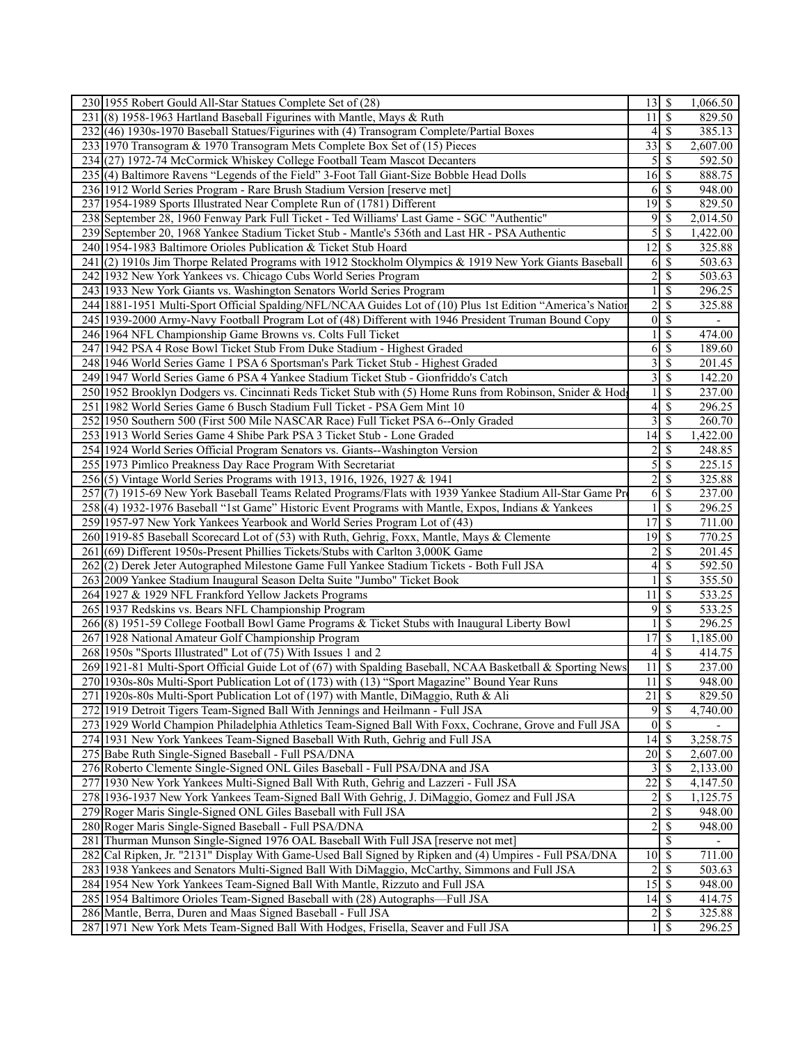| | | | | |
|---|---|---|---|---|
| 230 | 1955 Robert Gould All-Star Statues Complete Set of (28) | 13 | $ | 1,066.50 |
| 231 | (8) 1958-1963 Hartland Baseball Figurines with Mantle, Mays & Ruth | 11 | $ | 829.50 |
| 232 | (46) 1930s-1970 Baseball Statues/Figurines with (4) Transogram Complete/Partial Boxes | 4 | $ | 385.13 |
| 233 | 1970 Transogram & 1970 Transogram Mets Complete Box Set of (15) Pieces | 33 | $ | 2,607.00 |
| 234 | (27) 1972-74 McCormick Whiskey College Football Team Mascot Decanters | 5 | $ | 592.50 |
| 235 | (4) Baltimore Ravens "Legends of the Field" 3-Foot Tall Giant-Size Bobble Head Dolls | 16 | $ | 888.75 |
| 236 | 1912 World Series Program - Rare Brush Stadium Version [reserve met] | 6 | $ | 948.00 |
| 237 | 1954-1989 Sports Illustrated Near Complete Run of (1781) Different | 19 | $ | 829.50 |
| 238 | September 28, 1960 Fenway Park Full Ticket - Ted Williams' Last Game - SGC "Authentic" | 9 | $ | 2,014.50 |
| 239 | September 20, 1968 Yankee Stadium Ticket Stub - Mantle's 536th and Last HR - PSA Authentic | 5 | $ | 1,422.00 |
| 240 | 1954-1983 Baltimore Orioles Publication & Ticket Stub Hoard | 12 | $ | 325.88 |
| 241 | (2) 1910s Jim Thorpe Related Programs with 1912 Stockholm Olympics & 1919 New York Giants Baseball | 6 | $ | 503.63 |
| 242 | 1932 New York Yankees vs. Chicago Cubs World Series Program | 2 | $ | 503.63 |
| 243 | 1933 New York Giants vs. Washington Senators World Series Program | 1 | $ | 296.25 |
| 244 | 1881-1951 Multi-Sport Official Spalding/NFL/NCAA Guides Lot of (10) Plus 1st Edition "America's Nation | 2 | $ | 325.88 |
| 245 | 1939-2000 Army-Navy Football Program Lot of (48) Different with 1946 President Truman Bound Copy | 0 | $ | - |
| 246 | 1964 NFL Championship Game Browns vs. Colts Full Ticket | 1 | $ | 474.00 |
| 247 | 1942 PSA 4 Rose Bowl Ticket Stub From Duke Stadium - Highest Graded | 6 | $ | 189.60 |
| 248 | 1946 World Series Game 1 PSA 6 Sportsman's Park Ticket Stub - Highest Graded | 3 | $ | 201.45 |
| 249 | 1947 World Series Game 6 PSA 4 Yankee Stadium Ticket Stub - Gionfriddo's Catch | 3 | $ | 142.20 |
| 250 | 1952 Brooklyn Dodgers vs. Cincinnati Reds Ticket Stub with (5) Home Runs from Robinson, Snider & Hodg | 1 | $ | 237.00 |
| 251 | 1982 World Series Game 6 Busch Stadium Full Ticket - PSA Gem Mint 10 | 4 | $ | 296.25 |
| 252 | 1950 Southern 500 (First 500 Mile NASCAR Race) Full Ticket PSA 6--Only Graded | 3 | $ | 260.70 |
| 253 | 1913 World Series Game 4 Shibe Park PSA 3 Ticket Stub - Lone Graded | 14 | $ | 1,422.00 |
| 254 | 1924 World Series Official Program Senators vs. Giants--Washington Version | 2 | $ | 248.85 |
| 255 | 1973 Pimlico Preakness Day Race Program With Secretariat | 5 | $ | 225.15 |
| 256 | (5) Vintage World Series Programs with 1913, 1916, 1926, 1927 & 1941 | 2 | $ | 325.88 |
| 257 | (7) 1915-69 New York Baseball Teams Related Programs/Flats with 1939 Yankee Stadium All-Star Game Pr | 6 | $ | 237.00 |
| 258 | (4) 1932-1976 Baseball "1st Game" Historic Event Programs with Mantle, Expos, Indians & Yankees | 1 | $ | 296.25 |
| 259 | 1957-97 New York Yankees Yearbook and World Series Program Lot of (43) | 17 | $ | 711.00 |
| 260 | 1919-85 Baseball Scorecard Lot of (53) with Ruth, Gehrig, Foxx, Mantle, Mays & Clemente | 19 | $ | 770.25 |
| 261 | (69) Different 1950s-Present Phillies Tickets/Stubs with Carlton 3,000K Game | 2 | $ | 201.45 |
| 262 | (2) Derek Jeter Autographed Milestone Game Full Yankee Stadium Tickets - Both Full JSA | 4 | $ | 592.50 |
| 263 | 2009 Yankee Stadium Inaugural Season Delta Suite "Jumbo" Ticket Book | 1 | $ | 355.50 |
| 264 | 1927 & 1929 NFL Frankford Yellow Jackets Programs | 11 | $ | 533.25 |
| 265 | 1937 Redskins vs. Bears NFL Championship Program | 9 | $ | 533.25 |
| 266 | (8) 1951-59 College Football Bowl Game Programs & Ticket Stubs with Inaugural Liberty Bowl | 1 | $ | 296.25 |
| 267 | 1928 National Amateur Golf Championship Program | 17 | $ | 1,185.00 |
| 268 | 1950s "Sports Illustrated" Lot of (75) With Issues 1 and 2 | 4 | $ | 414.75 |
| 269 | 1921-81 Multi-Sport Official Guide Lot of (67) with Spalding Baseball, NCAA Basketball & Sporting News | 11 | $ | 237.00 |
| 270 | 1930s-80s Multi-Sport Publication Lot of (173) with (13) "Sport Magazine" Bound Year Runs | 11 | $ | 948.00 |
| 271 | 1920s-80s Multi-Sport Publication Lot of (197) with Mantle, DiMaggio, Ruth & Ali | 21 | $ | 829.50 |
| 272 | 1919 Detroit Tigers Team-Signed Ball With Jennings and Heilmann - Full JSA | 9 | $ | 4,740.00 |
| 273 | 1929 World Champion Philadelphia Athletics Team-Signed Ball With Foxx, Cochrane, Grove and Full JSA | 0 | $ | - |
| 274 | 1931 New York Yankees Team-Signed Baseball With Ruth, Gehrig and Full JSA | 14 | $ | 3,258.75 |
| 275 | Babe Ruth Single-Signed Baseball - Full PSA/DNA | 20 | $ | 2,607.00 |
| 276 | Roberto Clemente Single-Signed ONL Giles Baseball - Full PSA/DNA and JSA | 3 | $ | 2,133.00 |
| 277 | 1930 New York Yankees Multi-Signed Ball With Ruth, Gehrig and Lazzeri - Full JSA | 22 | $ | 4,147.50 |
| 278 | 1936-1937 New York Yankees Team-Signed Ball With Gehrig, J. DiMaggio, Gomez and Full JSA | 2 | $ | 1,125.75 |
| 279 | Roger Maris Single-Signed ONL Giles Baseball with Full JSA | 2 | $ | 948.00 |
| 280 | Roger Maris Single-Signed Baseball - Full PSA/DNA | 2 | $ | 948.00 |
| 281 | Thurman Munson Single-Signed 1976 OAL Baseball With Full JSA [reserve not met] | | $ | - |
| 282 | Cal Ripken, Jr. "2131" Display With Game-Used Ball Signed by Ripken and (4) Umpires - Full PSA/DNA | 10 | $ | 711.00 |
| 283 | 1938 Yankees and Senators Multi-Signed Ball With DiMaggio, McCarthy, Simmons and Full JSA | 2 | $ | 503.63 |
| 284 | 1954 New York Yankees Team-Signed Ball With Mantle, Rizzuto and Full JSA | 15 | $ | 948.00 |
| 285 | 1954 Baltimore Orioles Team-Signed Baseball with (28) Autographs—Full JSA | 14 | $ | 414.75 |
| 286 | Mantle, Berra, Duren and Maas Signed Baseball - Full JSA | 2 | $ | 325.88 |
| 287 | 1971 New York Mets Team-Signed Ball With Hodges, Frisella, Seaver and Full JSA | 1 | $ | 296.25 |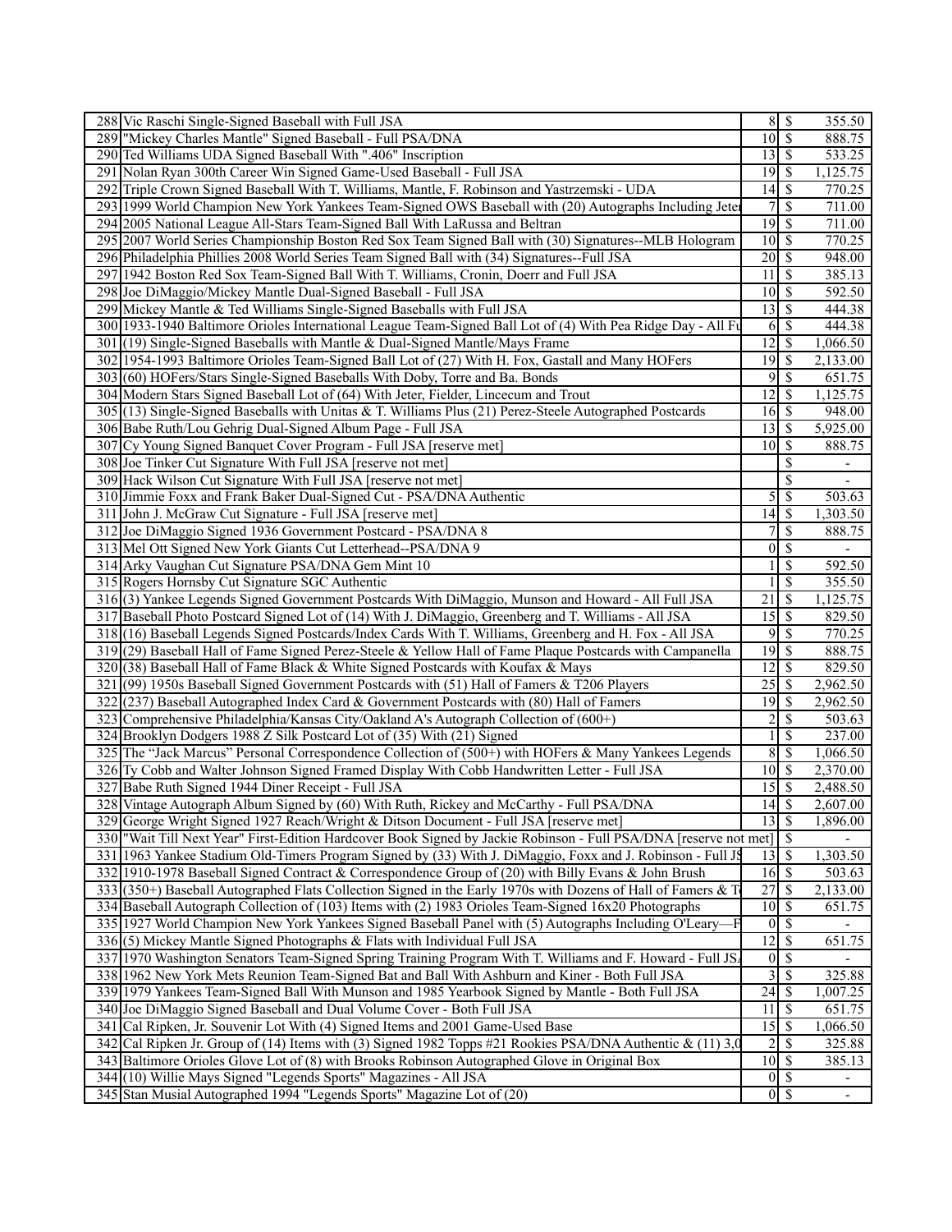| | | | | |
|---|---|---|---|---|
| 288 | Vic Raschi Single-Signed Baseball with Full JSA | 8 | $ | 355.50 |
| 289 | "Mickey Charles Mantle" Signed Baseball - Full PSA/DNA | 10 | $ | 888.75 |
| 290 | Ted Williams UDA Signed Baseball With ".406" Inscription | 13 | $ | 533.25 |
| 291 | Nolan Ryan 300th Career Win Signed Game-Used Baseball - Full JSA | 19 | $ | 1,125.75 |
| 292 | Triple Crown Signed Baseball With T. Williams, Mantle, F. Robinson and Yastrzemski - UDA | 14 | $ | 770.25 |
| 293 | 1999 World Champion New York Yankees Team-Signed OWS Baseball with (20) Autographs Including Jeter | 7 | $ | 711.00 |
| 294 | 2005 National League All-Stars Team-Signed Ball With LaRussa and Beltran | 19 | $ | 711.00 |
| 295 | 2007 World Series Championship Boston Red Sox Team Signed Ball with (30) Signatures--MLB Hologram | 10 | $ | 770.25 |
| 296 | Philadelphia Phillies 2008 World Series Team Signed Ball with (34) Signatures--Full JSA | 20 | $ | 948.00 |
| 297 | 1942 Boston Red Sox Team-Signed Ball With T. Williams, Cronin, Doerr and Full JSA | 11 | $ | 385.13 |
| 298 | Joe DiMaggio/Mickey Mantle Dual-Signed Baseball - Full JSA | 10 | $ | 592.50 |
| 299 | Mickey Mantle & Ted Williams Single-Signed Baseballs with Full JSA | 13 | $ | 444.38 |
| 300 | 1933-1940 Baltimore Orioles International League Team-Signed Ball Lot of (4) With Pea Ridge Day - All Fu | 6 | $ | 444.38 |
| 301 | (19) Single-Signed Baseballs with Mantle & Dual-Signed Mantle/Mays Frame | 12 | $ | 1,066.50 |
| 302 | 1954-1993 Baltimore Orioles Team-Signed Ball Lot of (27) With H. Fox, Gastall and Many HOFers | 19 | $ | 2,133.00 |
| 303 | (60) HOFers/Stars Single-Signed Baseballs With Doby, Torre and Ba. Bonds | 9 | $ | 651.75 |
| 304 | Modern Stars Signed Baseball Lot of (64) With Jeter, Fielder, Lincecum and Trout | 12 | $ | 1,125.75 |
| 305 | (13) Single-Signed Baseballs with Unitas & T. Williams Plus (21) Perez-Steele Autographed Postcards | 16 | $ | 948.00 |
| 306 | Babe Ruth/Lou Gehrig Dual-Signed Album Page - Full JSA | 13 | $ | 5,925.00 |
| 307 | Cy Young Signed Banquet Cover Program - Full JSA [reserve met] | 10 | $ | 888.75 |
| 308 | Joe Tinker Cut Signature With Full JSA [reserve not met] | | $ | - |
| 309 | Hack Wilson Cut Signature With Full JSA [reserve not met] | | $ | - |
| 310 | Jimmie Foxx and Frank Baker Dual-Signed Cut - PSA/DNA Authentic | 5 | $ | 503.63 |
| 311 | John J. McGraw Cut Signature - Full JSA [reserve met] | 14 | $ | 1,303.50 |
| 312 | Joe DiMaggio Signed 1936 Government Postcard - PSA/DNA 8 | 7 | $ | 888.75 |
| 313 | Mel Ott Signed New York Giants Cut Letterhead--PSA/DNA 9 | 0 | $ | - |
| 314 | Arky Vaughan Cut Signature PSA/DNA Gem Mint 10 | 1 | $ | 592.50 |
| 315 | Rogers Hornsby Cut Signature SGC Authentic | 1 | $ | 355.50 |
| 316 | (3) Yankee Legends Signed Government Postcards With DiMaggio, Munson and Howard - All Full JSA | 21 | $ | 1,125.75 |
| 317 | Baseball Photo Postcard Signed Lot of (14) With J. DiMaggio, Greenberg and T. Williams - All JSA | 15 | $ | 829.50 |
| 318 | (16) Baseball Legends Signed Postcards/Index Cards With T. Williams, Greenberg and H. Fox - All JSA | 9 | $ | 770.25 |
| 319 | (29) Baseball Hall of Fame Signed Perez-Steele & Yellow Hall of Fame Plaque Postcards with Campanella | 19 | $ | 888.75 |
| 320 | (38) Baseball Hall of Fame Black & White Signed Postcards with Koufax & Mays | 12 | $ | 829.50 |
| 321 | (99) 1950s Baseball Signed Government Postcards with (51) Hall of Famers & T206 Players | 25 | $ | 2,962.50 |
| 322 | (237) Baseball Autographed Index Card & Government Postcards with (80) Hall of Famers | 19 | $ | 2,962.50 |
| 323 | Comprehensive Philadelphia/Kansas City/Oakland A's Autograph Collection of (600+) | 2 | $ | 503.63 |
| 324 | Brooklyn Dodgers 1988 Z Silk Postcard Lot of (35) With (21) Signed | 1 | $ | 237.00 |
| 325 | The "Jack Marcus" Personal Correspondence Collection of (500+) with HOFers & Many Yankees Legends | 8 | $ | 1,066.50 |
| 326 | Ty Cobb and Walter Johnson Signed Framed Display With Cobb Handwritten Letter - Full JSA | 10 | $ | 2,370.00 |
| 327 | Babe Ruth Signed 1944 Diner Receipt - Full JSA | 15 | $ | 2,488.50 |
| 328 | Vintage Autograph Album Signed by (60) With Ruth, Rickey and McCarthy - Full PSA/DNA | 14 | $ | 2,607.00 |
| 329 | George Wright Signed 1927 Reach/Wright & Ditson Document - Full JSA [reserve met] | 13 | $ | 1,896.00 |
| 330 | "Wait Till Next Year" First-Edition Hardcover Book Signed by Jackie Robinson - Full PSA/DNA [reserve not met] | | $ | - |
| 331 | 1963 Yankee Stadium Old-Timers Program Signed by (33) With J. DiMaggio, Foxx and J. Robinson - Full JS | 13 | $ | 1,303.50 |
| 332 | 1910-1978 Baseball Signed Contract & Correspondence Group of (20) with Billy Evans & John Brush | 16 | $ | 503.63 |
| 333 | (350+) Baseball Autographed Flats Collection Signed in the Early 1970s with Dozens of Hall of Famers & T | 27 | $ | 2,133.00 |
| 334 | Baseball Autograph Collection of (103) Items with (2) 1983 Orioles Team-Signed 16x20 Photographs | 10 | $ | 651.75 |
| 335 | 1927 World Champion New York Yankees Signed Baseball Panel with (5) Autographs Including O'Leary—F | 0 | $ | - |
| 336 | (5) Mickey Mantle Signed Photographs & Flats with Individual Full JSA | 12 | $ | 651.75 |
| 337 | 1970 Washington Senators Team-Signed Spring Training Program With T. Williams and F. Howard - Full JSA | 0 | $ | - |
| 338 | 1962 New York Mets Reunion Team-Signed Bat and Ball With Ashburn and Kiner - Both Full JSA | 3 | $ | 325.88 |
| 339 | 1979 Yankees Team-Signed Ball With Munson and 1985 Yearbook Signed by Mantle - Both Full JSA | 24 | $ | 1,007.25 |
| 340 | Joe DiMaggio Signed Baseball and Dual Volume Cover - Both Full JSA | 11 | $ | 651.75 |
| 341 | Cal Ripken, Jr. Souvenir Lot With (4) Signed Items and 2001 Game-Used Base | 15 | $ | 1,066.50 |
| 342 | Cal Ripken Jr. Group of (14) Items with (3) Signed 1982 Topps #21 Rookies PSA/DNA Authentic & (11) 3,0 | 2 | $ | 325.88 |
| 343 | Baltimore Orioles Glove Lot of (8) with Brooks Robinson Autographed Glove in Original Box | 10 | $ | 385.13 |
| 344 | (10) Willie Mays Signed "Legends Sports" Magazines - All JSA | 0 | $ | - |
| 345 | Stan Musial Autographed 1994 "Legends Sports" Magazine Lot of (20) | 0 | $ | - |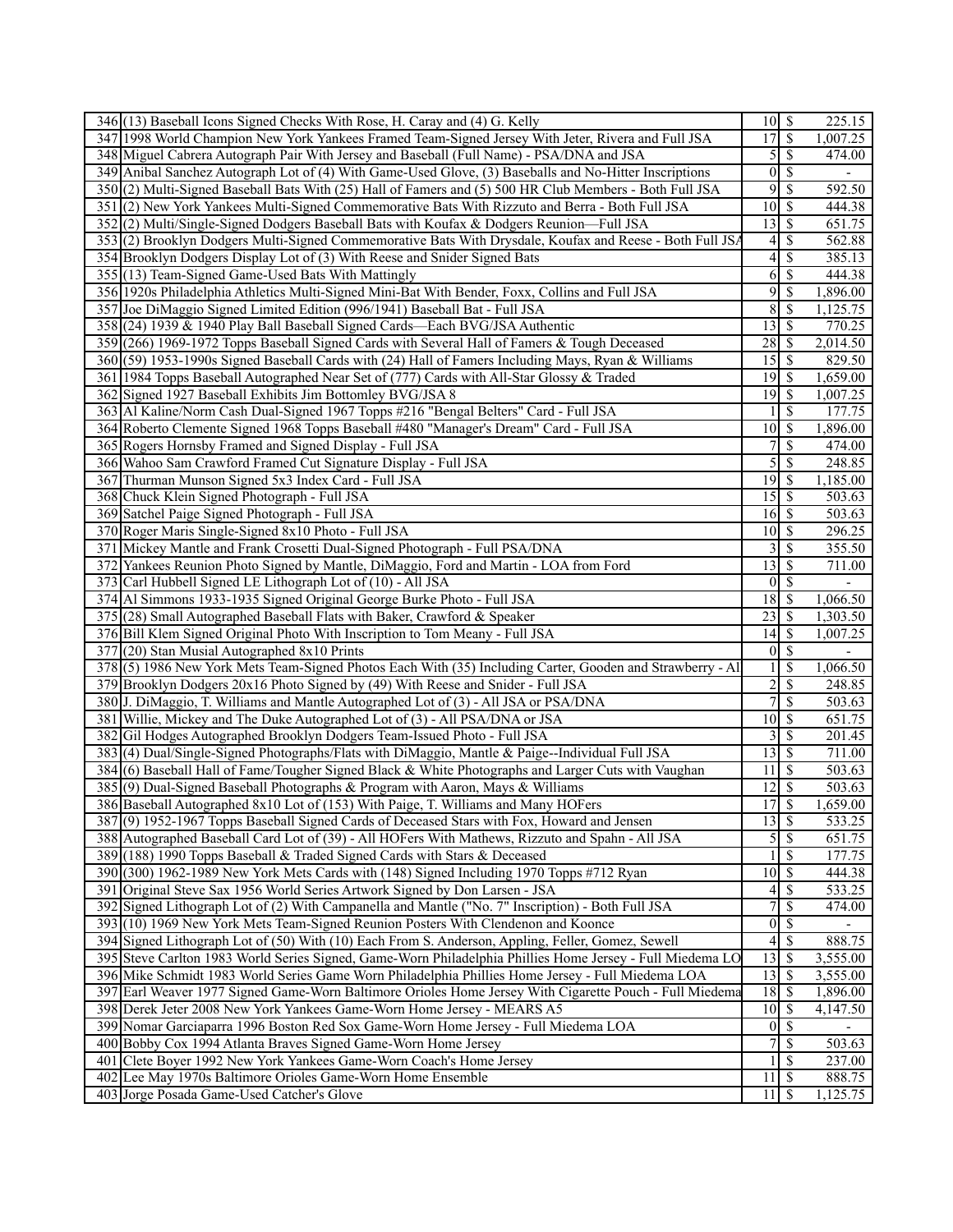| | | | | |
|---|---|---|---|---|
| 346 | (13) Baseball Icons Signed Checks With Rose, H. Caray and (4) G. Kelly | 10 | $ | 225.15 |
| 347 | 1998 World Champion New York Yankees Framed Team-Signed Jersey With Jeter, Rivera and Full JSA | 17 | $ | 1,007.25 |
| 348 | Miguel Cabrera Autograph Pair With Jersey and Baseball (Full Name) - PSA/DNA and JSA | 5 | $ | 474.00 |
| 349 | Anibal Sanchez Autograph Lot of (4) With Game-Used Glove, (3) Baseballs and No-Hitter Inscriptions | 0 | $ | - |
| 350 | (2) Multi-Signed Baseball Bats With (25) Hall of Famers and (5) 500 HR Club Members - Both Full JSA | 9 | $ | 592.50 |
| 351 | (2) New York Yankees Multi-Signed Commemorative Bats With Rizzuto and Berra - Both Full JSA | 10 | $ | 444.38 |
| 352 | (2) Multi/Single-Signed Dodgers Baseball Bats with Koufax & Dodgers Reunion—Full JSA | 13 | $ | 651.75 |
| 353 | (2) Brooklyn Dodgers Multi-Signed Commemorative Bats With Drysdale, Koufax and Reese - Both Full JSA | 4 | $ | 562.88 |
| 354 | Brooklyn Dodgers Display Lot of (3) With Reese and Snider Signed Bats | 4 | $ | 385.13 |
| 355 | (13) Team-Signed Game-Used Bats With Mattingly | 6 | $ | 444.38 |
| 356 | 1920s Philadelphia Athletics Multi-Signed Mini-Bat With Bender, Foxx, Collins and Full JSA | 9 | $ | 1,896.00 |
| 357 | Joe DiMaggio Signed Limited Edition (996/1941) Baseball Bat - Full JSA | 8 | $ | 1,125.75 |
| 358 | (24) 1939 & 1940 Play Ball Baseball Signed Cards—Each BVG/JSA Authentic | 13 | $ | 770.25 |
| 359 | (266) 1969-1972 Topps Baseball Signed Cards with Several Hall of Famers & Tough Deceased | 28 | $ | 2,014.50 |
| 360 | (59) 1953-1990s Signed Baseball Cards with (24) Hall of Famers Including Mays, Ryan & Williams | 15 | $ | 829.50 |
| 361 | 1984 Topps Baseball Autographed Near Set of (777) Cards with All-Star Glossy & Traded | 19 | $ | 1,659.00 |
| 362 | Signed 1927 Baseball Exhibits Jim Bottomley BVG/JSA 8 | 19 | $ | 1,007.25 |
| 363 | Al Kaline/Norm Cash Dual-Signed 1967 Topps #216 "Bengal Belters" Card - Full JSA | 1 | $ | 177.75 |
| 364 | Roberto Clemente Signed 1968 Topps Baseball #480 "Manager's Dream" Card - Full JSA | 10 | $ | 1,896.00 |
| 365 | Rogers Hornsby Framed and Signed Display - Full JSA | 7 | $ | 474.00 |
| 366 | Wahoo Sam Crawford Framed Cut Signature Display - Full JSA | 5 | $ | 248.85 |
| 367 | Thurman Munson Signed 5x3 Index Card - Full JSA | 19 | $ | 1,185.00 |
| 368 | Chuck Klein Signed Photograph - Full JSA | 15 | $ | 503.63 |
| 369 | Satchel Paige Signed Photograph - Full JSA | 16 | $ | 503.63 |
| 370 | Roger Maris Single-Signed 8x10 Photo - Full JSA | 10 | $ | 296.25 |
| 371 | Mickey Mantle and Frank Crosetti Dual-Signed Photograph - Full PSA/DNA | 3 | $ | 355.50 |
| 372 | Yankees Reunion Photo Signed by Mantle, DiMaggio, Ford and Martin - LOA from Ford | 13 | $ | 711.00 |
| 373 | Carl Hubbell Signed LE Lithograph Lot of (10) - All JSA | 0 | $ | - |
| 374 | Al Simmons 1933-1935 Signed Original George Burke Photo - Full JSA | 18 | $ | 1,066.50 |
| 375 | (28) Small Autographed Baseball Flats with Baker, Crawford & Speaker | 23 | $ | 1,303.50 |
| 376 | Bill Klem Signed Original Photo With Inscription to Tom Meany - Full JSA | 14 | $ | 1,007.25 |
| 377 | (20) Stan Musial Autographed 8x10 Prints | 0 | $ | - |
| 378 | (5) 1986 New York Mets Team-Signed Photos Each With (35) Including Carter, Gooden and Strawberry - Al | 1 | $ | 1,066.50 |
| 379 | Brooklyn Dodgers 20x16 Photo Signed by (49) With Reese and Snider - Full JSA | 2 | $ | 248.85 |
| 380 | J. DiMaggio, T. Williams and Mantle Autographed Lot of (3) - All JSA or PSA/DNA | 7 | $ | 503.63 |
| 381 | Willie, Mickey and The Duke Autographed Lot of (3) - All PSA/DNA or JSA | 10 | $ | 651.75 |
| 382 | Gil Hodges Autographed Brooklyn Dodgers Team-Issued Photo - Full JSA | 3 | $ | 201.45 |
| 383 | (4) Dual/Single-Signed Photographs/Flats with DiMaggio, Mantle & Paige--Individual Full JSA | 13 | $ | 711.00 |
| 384 | (6) Baseball Hall of Fame/Tougher Signed Black & White Photographs and Larger Cuts with Vaughan | 11 | $ | 503.63 |
| 385 | (9) Dual-Signed Baseball Photographs & Program with Aaron, Mays & Williams | 12 | $ | 503.63 |
| 386 | Baseball Autographed 8x10 Lot of (153) With Paige, T. Williams and Many HOFers | 17 | $ | 1,659.00 |
| 387 | (9) 1952-1967 Topps Baseball Signed Cards of Deceased Stars with Fox, Howard and Jensen | 13 | $ | 533.25 |
| 388 | Autographed Baseball Card Lot of (39) - All HOFers With Mathews, Rizzuto and Spahn - All JSA | 5 | $ | 651.75 |
| 389 | (188) 1990 Topps Baseball & Traded Signed Cards with Stars & Deceased | 1 | $ | 177.75 |
| 390 | (300) 1962-1989 New York Mets Cards with (148) Signed Including 1970 Topps #712 Ryan | 10 | $ | 444.38 |
| 391 | Original Steve Sax 1956 World Series Artwork Signed by Don Larsen - JSA | 4 | $ | 533.25 |
| 392 | Signed Lithograph Lot of (2) With Campanella and Mantle ("No. 7" Inscription) - Both Full JSA | 7 | $ | 474.00 |
| 393 | (10) 1969 New York Mets Team-Signed Reunion Posters With Clendenon and Koonce | 0 | $ | - |
| 394 | Signed Lithograph Lot of (50) With (10) Each From S. Anderson, Appling, Feller, Gomez, Sewell | 4 | $ | 888.75 |
| 395 | Steve Carlton 1983 World Series Signed, Game-Worn Philadelphia Phillies Home Jersey - Full Miedema LO | 13 | $ | 3,555.00 |
| 396 | Mike Schmidt 1983 World Series Game Worn Philadelphia Phillies Home Jersey - Full Miedema LOA | 13 | $ | 3,555.00 |
| 397 | Earl Weaver 1977 Signed Game-Worn Baltimore Orioles Home Jersey With Cigarette Pouch - Full Miedema | 18 | $ | 1,896.00 |
| 398 | Derek Jeter 2008 New York Yankees Game-Worn Home Jersey - MEARS A5 | 10 | $ | 4,147.50 |
| 399 | Nomar Garciaparra 1996 Boston Red Sox Game-Worn Home Jersey - Full Miedema LOA | 0 | $ | - |
| 400 | Bobby Cox 1994 Atlanta Braves Signed Game-Worn Home Jersey | 7 | $ | 503.63 |
| 401 | Clete Boyer 1992 New York Yankees Game-Worn Coach's Home Jersey | 1 | $ | 237.00 |
| 402 | Lee May 1970s Baltimore Orioles Game-Worn Home Ensemble | 11 | $ | 888.75 |
| 403 | Jorge Posada Game-Used Catcher's Glove | 11 | $ | 1,125.75 |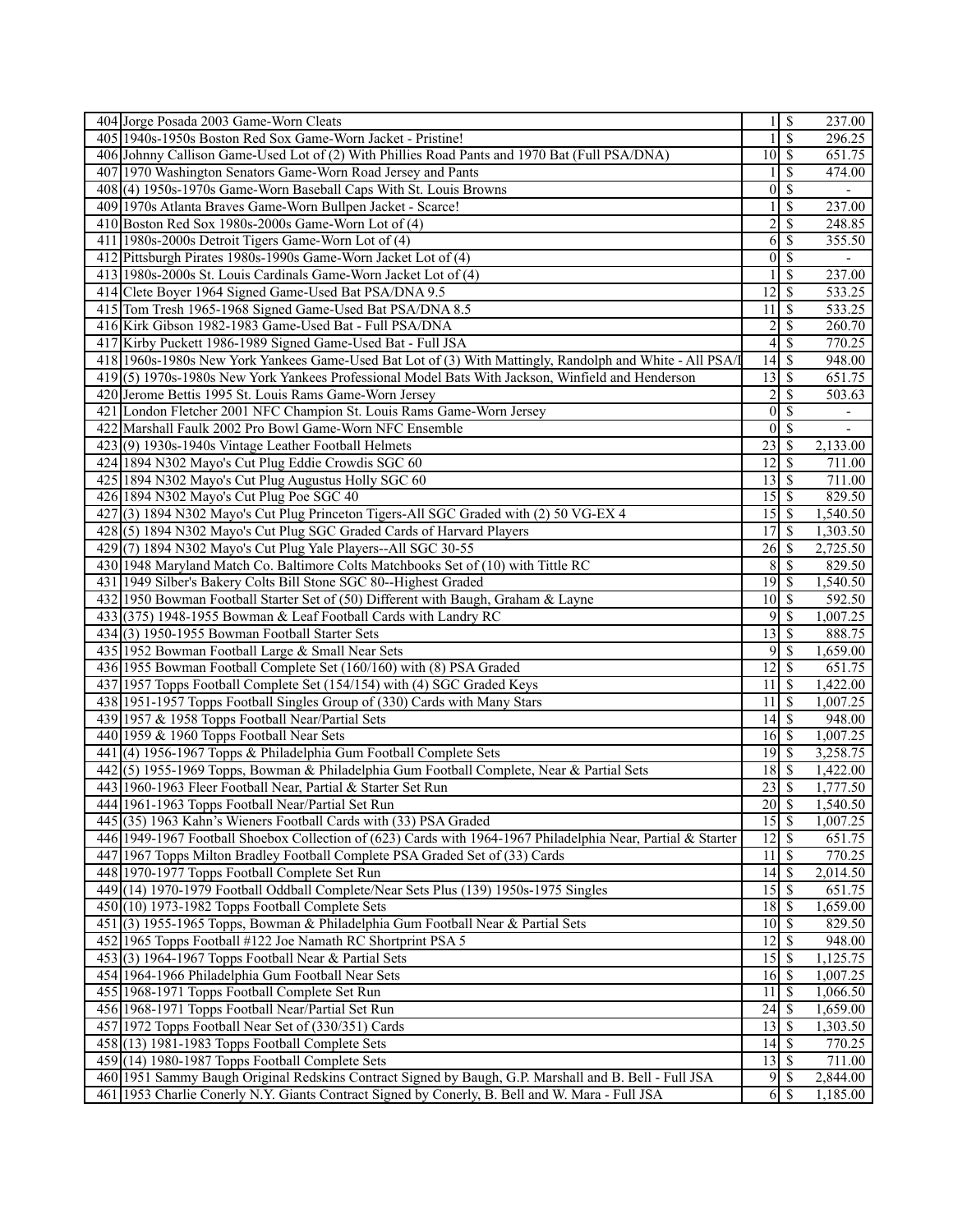| | | | | |
|---|---|---|---|---|
| 404 | Jorge Posada 2003 Game-Worn Cleats | 1 | $ | 237.00 |
| 405 | 1940s-1950s Boston Red Sox Game-Worn Jacket - Pristine! | 1 | $ | 296.25 |
| 406 | Johnny Callison Game-Used Lot of (2) With Phillies Road Pants and 1970 Bat (Full PSA/DNA) | 10 | $ | 651.75 |
| 407 | 1970 Washington Senators Game-Worn Road Jersey and Pants | 1 | $ | 474.00 |
| 408 | (4) 1950s-1970s Game-Worn Baseball Caps With St. Louis Browns | 0 | $ | - |
| 409 | 1970s Atlanta Braves Game-Worn Bullpen Jacket - Scarce! | 1 | $ | 237.00 |
| 410 | Boston Red Sox 1980s-2000s Game-Worn Lot of (4) | 2 | $ | 248.85 |
| 411 | 1980s-2000s Detroit Tigers Game-Worn Lot of (4) | 6 | $ | 355.50 |
| 412 | Pittsburgh Pirates 1980s-1990s Game-Worn Jacket Lot of (4) | 0 | $ | - |
| 413 | 1980s-2000s St. Louis Cardinals Game-Worn Jacket Lot of (4) | 1 | $ | 237.00 |
| 414 | Clete Boyer 1964 Signed Game-Used Bat PSA/DNA 9.5 | 12 | $ | 533.25 |
| 415 | Tom Tresh 1965-1968 Signed Game-Used Bat PSA/DNA 8.5 | 11 | $ | 533.25 |
| 416 | Kirk Gibson 1982-1983 Game-Used Bat - Full PSA/DNA | 2 | $ | 260.70 |
| 417 | Kirby Puckett 1986-1989 Signed Game-Used Bat - Full JSA | 4 | $ | 770.25 |
| 418 | 1960s-1980s New York Yankees Game-Used Bat Lot of (3) With Mattingly, Randolph and White - All PSA/I | 14 | $ | 948.00 |
| 419 | (5) 1970s-1980s New York Yankees Professional Model Bats With Jackson, Winfield and Henderson | 13 | $ | 651.75 |
| 420 | Jerome Bettis 1995 St. Louis Rams Game-Worn Jersey | 2 | $ | 503.63 |
| 421 | London Fletcher 2001 NFC Champion St. Louis Rams Game-Worn Jersey | 0 | $ | - |
| 422 | Marshall Faulk 2002 Pro Bowl Game-Worn NFC Ensemble | 0 | $ | - |
| 423 | (9) 1930s-1940s Vintage Leather Football Helmets | 23 | $ | 2,133.00 |
| 424 | 1894 N302 Mayo's Cut Plug Eddie Crowdis SGC 60 | 12 | $ | 711.00 |
| 425 | 1894 N302 Mayo's Cut Plug Augustus Holly SGC 60 | 13 | $ | 711.00 |
| 426 | 1894 N302 Mayo's Cut Plug Poe SGC 40 | 15 | $ | 829.50 |
| 427 | (3) 1894 N302 Mayo's Cut Plug Princeton Tigers-All SGC Graded with (2) 50 VG-EX 4 | 15 | $ | 1,540.50 |
| 428 | (5) 1894 N302 Mayo's Cut Plug SGC Graded Cards of Harvard Players | 17 | $ | 1,303.50 |
| 429 | (7) 1894 N302 Mayo's Cut Plug Yale Players--All SGC 30-55 | 26 | $ | 2,725.50 |
| 430 | 1948 Maryland Match Co. Baltimore Colts Matchbooks Set of (10) with Tittle RC | 8 | $ | 829.50 |
| 431 | 1949 Silber's Bakery Colts Bill Stone SGC 80--Highest Graded | 19 | $ | 1,540.50 |
| 432 | 1950 Bowman Football Starter Set of (50) Different with Baugh, Graham & Layne | 10 | $ | 592.50 |
| 433 | (375) 1948-1955 Bowman & Leaf Football Cards with Landry RC | 9 | $ | 1,007.25 |
| 434 | (3) 1950-1955 Bowman Football Starter Sets | 13 | $ | 888.75 |
| 435 | 1952 Bowman Football Large & Small Near Sets | 9 | $ | 1,659.00 |
| 436 | 1955 Bowman Football Complete Set (160/160) with (8) PSA Graded | 12 | $ | 651.75 |
| 437 | 1957 Topps Football Complete Set (154/154) with (4) SGC Graded Keys | 11 | $ | 1,422.00 |
| 438 | 1951-1957 Topps Football Singles Group of (330) Cards with Many Stars | 11 | $ | 1,007.25 |
| 439 | 1957 & 1958 Topps Football Near/Partial Sets | 14 | $ | 948.00 |
| 440 | 1959 & 1960 Topps Football Near Sets | 16 | $ | 1,007.25 |
| 441 | (4) 1956-1967 Topps & Philadelphia Gum Football Complete Sets | 19 | $ | 3,258.75 |
| 442 | (5) 1955-1969 Topps, Bowman & Philadelphia Gum Football Complete, Near & Partial Sets | 18 | $ | 1,422.00 |
| 443 | 1960-1963 Fleer Football Near, Partial & Starter Set Run | 23 | $ | 1,777.50 |
| 444 | 1961-1963 Topps Football Near/Partial Set Run | 20 | $ | 1,540.50 |
| 445 | (35) 1963 Kahn's Wieners Football Cards with (33) PSA Graded | 15 | $ | 1,007.25 |
| 446 | 1949-1967 Football Shoebox Collection of (623) Cards with 1964-1967 Philadelphia Near, Partial & Starter | 12 | $ | 651.75 |
| 447 | 1967 Topps Milton Bradley Football Complete PSA Graded Set of (33) Cards | 11 | $ | 770.25 |
| 448 | 1970-1977 Topps Football Complete Set Run | 14 | $ | 2,014.50 |
| 449 | (14) 1970-1979 Football Oddball Complete/Near Sets Plus (139) 1950s-1975 Singles | 15 | $ | 651.75 |
| 450 | (10) 1973-1982 Topps Football Complete Sets | 18 | $ | 1,659.00 |
| 451 | (3) 1955-1965 Topps, Bowman & Philadelphia Gum Football Near & Partial Sets | 10 | $ | 829.50 |
| 452 | 1965 Topps Football #122 Joe Namath RC Shortprint PSA 5 | 12 | $ | 948.00 |
| 453 | (3) 1964-1967 Topps Football Near & Partial Sets | 15 | $ | 1,125.75 |
| 454 | 1964-1966 Philadelphia Gum Football Near Sets | 16 | $ | 1,007.25 |
| 455 | 1968-1971 Topps Football Complete Set Run | 11 | $ | 1,066.50 |
| 456 | 1968-1971 Topps Football Near/Partial Set Run | 24 | $ | 1,659.00 |
| 457 | 1972 Topps Football Near Set of (330/351) Cards | 13 | $ | 1,303.50 |
| 458 | (13) 1981-1983 Topps Football Complete Sets | 14 | $ | 770.25 |
| 459 | (14) 1980-1987 Topps Football Complete Sets | 13 | $ | 711.00 |
| 460 | 1951 Sammy Baugh Original Redskins Contract Signed by Baugh, G.P. Marshall and B. Bell - Full JSA | 9 | $ | 2,844.00 |
| 461 | 1953 Charlie Conerly N.Y. Giants Contract Signed by Conerly, B. Bell and W. Mara - Full JSA | 6 | $ | 1,185.00 |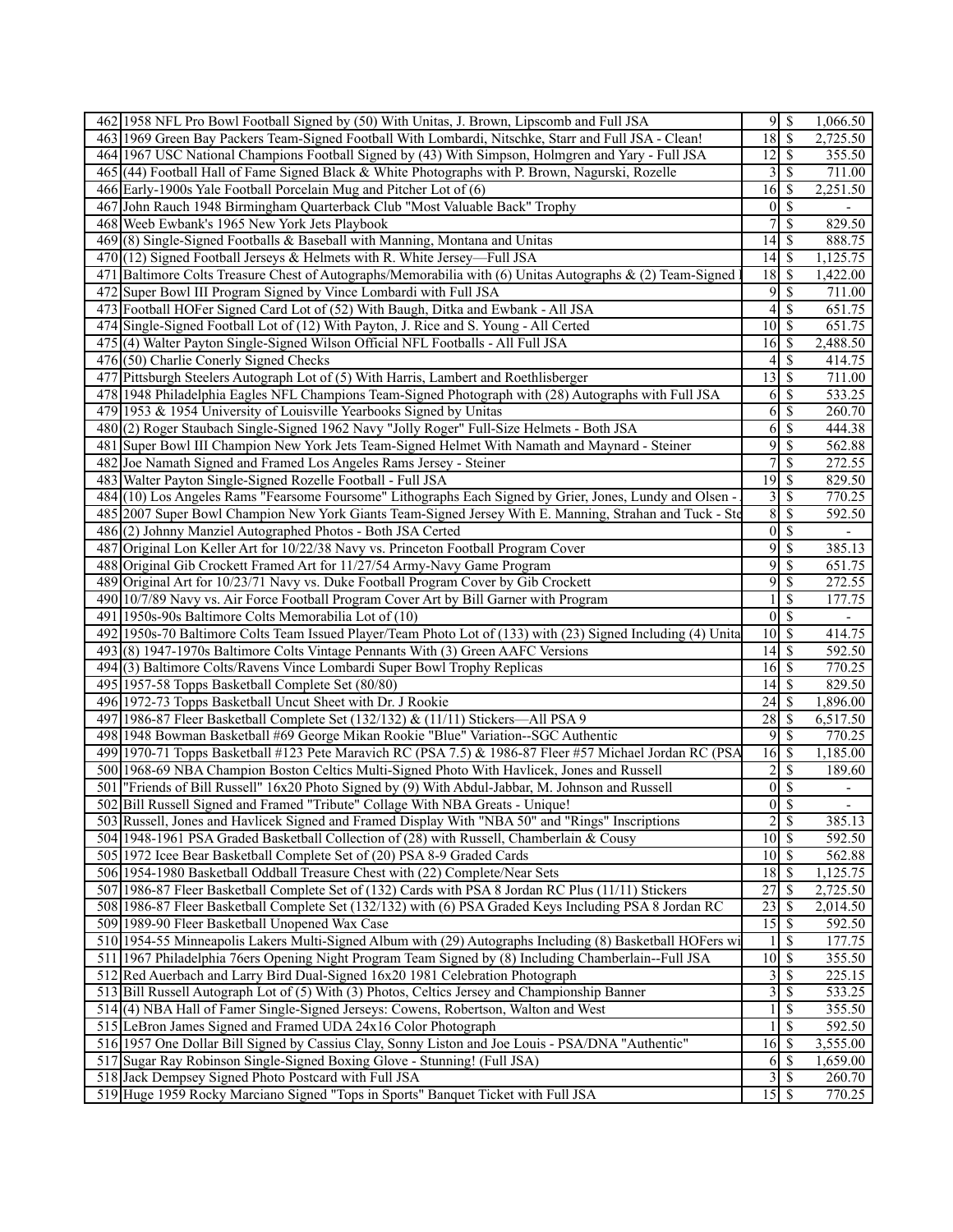| | | | | |
|---|---|---|---|---|
| 462 | 1958 NFL Pro Bowl Football Signed by (50) With Unitas, J. Brown, Lipscomb and Full JSA | 9 | $ | 1,066.50 |
| 463 | 1969 Green Bay Packers Team-Signed Football With Lombardi, Nitschke, Starr and Full JSA - Clean! | 18 | $ | 2,725.50 |
| 464 | 1967 USC National Champions Football Signed by (43) With Simpson, Holmgren and Yary - Full JSA | 12 | $ | 355.50 |
| 465 | (44) Football Hall of Fame Signed Black & White Photographs with P. Brown, Nagurski, Rozelle | 3 | $ | 711.00 |
| 466 | Early-1900s Yale Football Porcelain Mug and Pitcher Lot of (6) | 16 | $ | 2,251.50 |
| 467 | John Rauch 1948 Birmingham Quarterback Club "Most Valuable Back" Trophy | 0 | $ | - |
| 468 | Weeb Ewbank's 1965 New York Jets Playbook | 7 | $ | 829.50 |
| 469 | (8) Single-Signed Footballs & Baseball with Manning, Montana and Unitas | 14 | $ | 888.75 |
| 470 | (12) Signed Football Jerseys & Helmets with R. White Jersey—Full JSA | 14 | $ | 1,125.75 |
| 471 | Baltimore Colts Treasure Chest of Autographs/Memorabilia with (6) Unitas Autographs & (2) Team-Signed | 18 | $ | 1,422.00 |
| 472 | Super Bowl III Program Signed by Vince Lombardi with Full JSA | 9 | $ | 711.00 |
| 473 | Football HOFer Signed Card Lot of (52) With Baugh, Ditka and Ewbank - All JSA | 4 | $ | 651.75 |
| 474 | Single-Signed Football Lot of (12) With Payton, J. Rice and S. Young - All Certed | 10 | $ | 651.75 |
| 475 | (4) Walter Payton Single-Signed Wilson Official NFL Footballs - All Full JSA | 16 | $ | 2,488.50 |
| 476 | (50) Charlie Conerly Signed Checks | 4 | $ | 414.75 |
| 477 | Pittsburgh Steelers Autograph Lot of (5) With Harris, Lambert and Roethlisberger | 13 | $ | 711.00 |
| 478 | 1948 Philadelphia Eagles NFL Champions Team-Signed Photograph with (28) Autographs with Full JSA | 6 | $ | 533.25 |
| 479 | 1953 & 1954 University of Louisville Yearbooks Signed by Unitas | 6 | $ | 260.70 |
| 480 | (2) Roger Staubach Single-Signed 1962 Navy "Jolly Roger" Full-Size Helmets - Both JSA | 6 | $ | 444.38 |
| 481 | Super Bowl III Champion New York Jets Team-Signed Helmet With Namath and Maynard - Steiner | 9 | $ | 562.88 |
| 482 | Joe Namath Signed and Framed Los Angeles Rams Jersey - Steiner | 7 | $ | 272.55 |
| 483 | Walter Payton Single-Signed Rozelle Football - Full JSA | 19 | $ | 829.50 |
| 484 | (10) Los Angeles Rams "Fearsome Foursome" Lithographs Each Signed by Grier, Jones, Lundy and Olsen - | 3 | $ | 770.25 |
| 485 | 2007 Super Bowl Champion New York Giants Team-Signed Jersey With E. Manning, Strahan and Tuck - Ste | 8 | $ | 592.50 |
| 486 | (2) Johnny Manziel Autographed Photos - Both JSA Certed | 0 | $ | - |
| 487 | Original Lon Keller Art for 10/22/38 Navy vs. Princeton Football Program Cover | 9 | $ | 385.13 |
| 488 | Original Gib Crockett Framed Art for 11/27/54 Army-Navy Game Program | 9 | $ | 651.75 |
| 489 | Original Art for 10/23/71 Navy vs. Duke Football Program Cover by Gib Crockett | 9 | $ | 272.55 |
| 490 | 10/7/89 Navy vs. Air Force Football Program Cover Art by Bill Garner with Program | 1 | $ | 177.75 |
| 491 | 1950s-90s Baltimore Colts Memorabilia Lot of (10) | 0 | $ | - |
| 492 | 1950s-70 Baltimore Colts Team Issued Player/Team Photo Lot of (133) with (23) Signed Including (4) Unita | 10 | $ | 414.75 |
| 493 | (8) 1947-1970s Baltimore Colts Vintage Pennants With (3) Green AAFC Versions | 14 | $ | 592.50 |
| 494 | (3) Baltimore Colts/Ravens Vince Lombardi Super Bowl Trophy Replicas | 16 | $ | 770.25 |
| 495 | 1957-58 Topps Basketball Complete Set (80/80) | 14 | $ | 829.50 |
| 496 | 1972-73 Topps Basketball Uncut Sheet with Dr. J Rookie | 24 | $ | 1,896.00 |
| 497 | 1986-87 Fleer Basketball Complete Set (132/132) & (11/11) Stickers—All PSA 9 | 28 | $ | 6,517.50 |
| 498 | 1948 Bowman Basketball #69 George Mikan Rookie "Blue" Variation--SGC Authentic | 9 | $ | 770.25 |
| 499 | 1970-71 Topps Basketball #123 Pete Maravich RC (PSA 7.5) & 1986-87 Fleer #57 Michael Jordan RC (PSA | 16 | $ | 1,185.00 |
| 500 | 1968-69 NBA Champion Boston Celtics Multi-Signed Photo With Havlicek, Jones and Russell | 2 | $ | 189.60 |
| 501 | "Friends of Bill Russell" 16x20 Photo Signed by (9) With Abdul-Jabbar, M. Johnson and Russell | 0 | $ | - |
| 502 | Bill Russell Signed and Framed "Tribute" Collage With NBA Greats - Unique! | 0 | $ | - |
| 503 | Russell, Jones and Havlicek Signed and Framed Display With "NBA 50" and "Rings" Inscriptions | 2 | $ | 385.13 |
| 504 | 1948-1961 PSA Graded Basketball Collection of (28) with Russell, Chamberlain & Cousy | 10 | $ | 592.50 |
| 505 | 1972 Icee Bear Basketball Complete Set of (20) PSA 8-9 Graded Cards | 10 | $ | 562.88 |
| 506 | 1954-1980 Basketball Oddball Treasure Chest with (22) Complete/Near Sets | 18 | $ | 1,125.75 |
| 507 | 1986-87 Fleer Basketball Complete Set of (132) Cards with PSA 8 Jordan RC Plus (11/11) Stickers | 27 | $ | 2,725.50 |
| 508 | 1986-87 Fleer Basketball Complete Set (132/132) with (6) PSA Graded Keys Including PSA 8 Jordan RC | 23 | $ | 2,014.50 |
| 509 | 1989-90 Fleer Basketball Unopened Wax Case | 15 | $ | 592.50 |
| 510 | 1954-55 Minneapolis Lakers Multi-Signed Album with (29) Autographs Including (8) Basketball HOFers wi | 1 | $ | 177.75 |
| 511 | 1967 Philadelphia 76ers Opening Night Program Team Signed by (8) Including Chamberlain--Full JSA | 10 | $ | 355.50 |
| 512 | Red Auerbach and Larry Bird Dual-Signed 16x20 1981 Celebration Photograph | 3 | $ | 225.15 |
| 513 | Bill Russell Autograph Lot of (5) With (3) Photos, Celtics Jersey and Championship Banner | 3 | $ | 533.25 |
| 514 | (4) NBA Hall of Famer Single-Signed Jerseys: Cowens, Robertson, Walton and West | 1 | $ | 355.50 |
| 515 | LeBron James Signed and Framed UDA 24x16 Color Photograph | 1 | $ | 592.50 |
| 516 | 1957 One Dollar Bill Signed by Cassius Clay, Sonny Liston and Joe Louis - PSA/DNA "Authentic" | 16 | $ | 3,555.00 |
| 517 | Sugar Ray Robinson Single-Signed Boxing Glove - Stunning! (Full JSA) | 6 | $ | 1,659.00 |
| 518 | Jack Dempsey Signed Photo Postcard with Full JSA | 3 | $ | 260.70 |
| 519 | Huge 1959 Rocky Marciano Signed "Tops in Sports" Banquet Ticket with Full JSA | 15 | $ | 770.25 |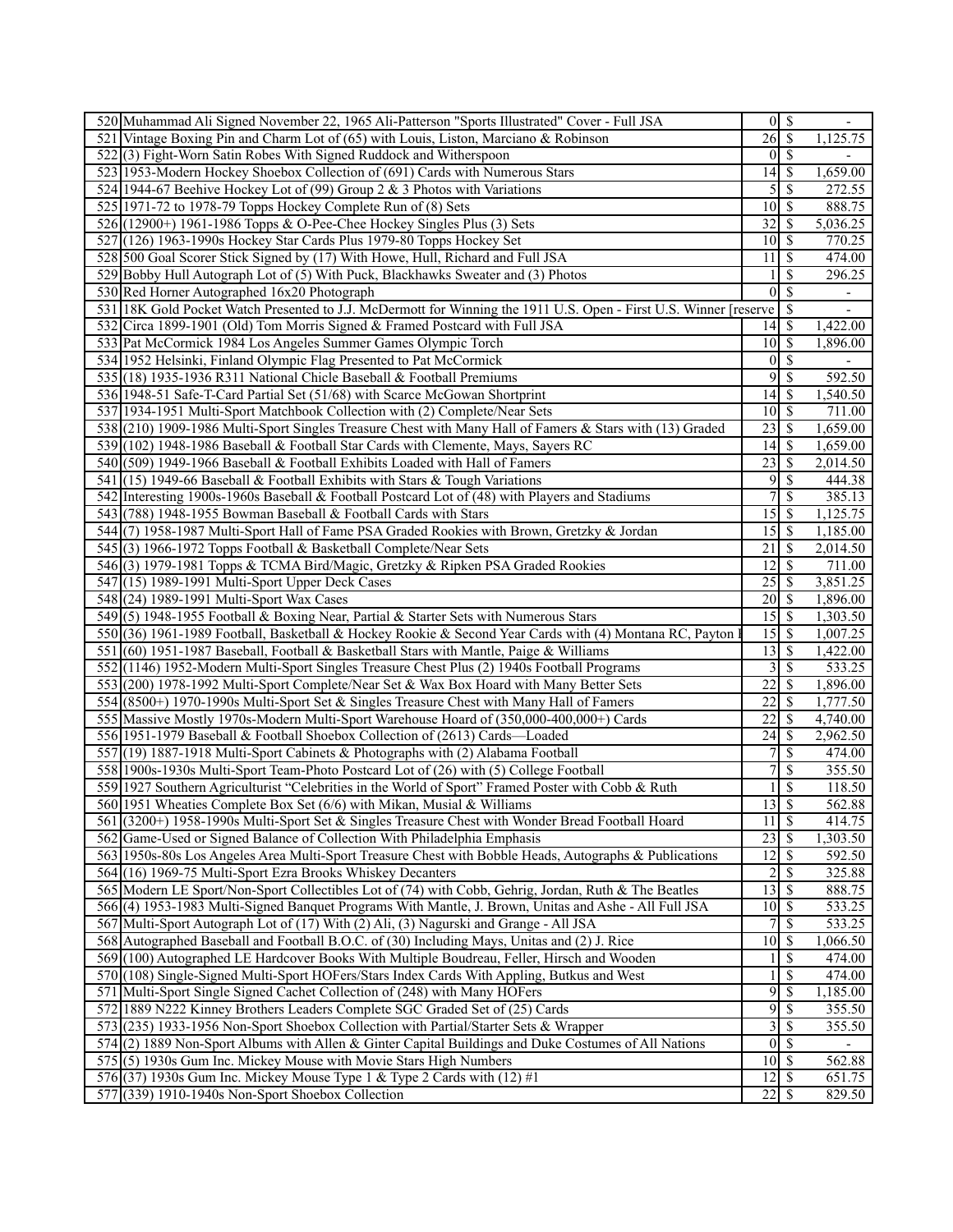| | | | | |
|---|---|---|---|---|
| 520 | Muhammad Ali Signed November 22, 1965 Ali-Patterson "Sports Illustrated" Cover - Full JSA | 0 | $ | - |
| 521 | Vintage Boxing Pin and Charm Lot of (65) with Louis, Liston, Marciano & Robinson | 26 | $ | 1,125.75 |
| 522 | (3) Fight-Worn Satin Robes With Signed Ruddock and Witherspoon | 0 | $ | - |
| 523 | 1953-Modern Hockey Shoebox Collection of (691) Cards with Numerous Stars | 14 | $ | 1,659.00 |
| 524 | 1944-67 Beehive Hockey Lot of (99) Group 2 & 3 Photos with Variations | 5 | $ | 272.55 |
| 525 | 1971-72 to 1978-79 Topps Hockey Complete Run of (8) Sets | 10 | $ | 888.75 |
| 526 | (12900+) 1961-1986 Topps & O-Pee-Chee Hockey Singles Plus (3) Sets | 32 | $ | 5,036.25 |
| 527 | (126) 1963-1990s Hockey Star Cards Plus 1979-80 Topps Hockey Set | 10 | $ | 770.25 |
| 528 | 500 Goal Scorer Stick Signed by (17) With Howe, Hull, Richard and Full JSA | 11 | $ | 474.00 |
| 529 | Bobby Hull Autograph Lot of (5) With Puck, Blackhawks Sweater and (3) Photos | 1 | $ | 296.25 |
| 530 | Red Horner Autographed 16x20 Photograph | 0 | $ | - |
| 531 | 18K Gold Pocket Watch Presented to J.J. McDermott for Winning the 1911 U.S. Open - First U.S. Winner [reserve | | $ | - |
| 532 | Circa 1899-1901 (Old) Tom Morris Signed & Framed Postcard with Full JSA | 14 | $ | 1,422.00 |
| 533 | Pat McCormick 1984 Los Angeles Summer Games Olympic Torch | 10 | $ | 1,896.00 |
| 534 | 1952 Helsinki, Finland Olympic Flag Presented to Pat McCormick | 0 | $ | - |
| 535 | (18) 1935-1936 R311 National Chicle Baseball & Football Premiums | 9 | $ | 592.50 |
| 536 | 1948-51 Safe-T-Card Partial Set (51/68) with Scarce McGowan Shortprint | 14 | $ | 1,540.50 |
| 537 | 1934-1951 Multi-Sport Matchbook Collection with (2) Complete/Near Sets | 10 | $ | 711.00 |
| 538 | (210) 1909-1986 Multi-Sport Singles Treasure Chest with Many Hall of Famers & Stars with (13) Graded | 23 | $ | 1,659.00 |
| 539 | (102) 1948-1986 Baseball & Football Star Cards with Clemente, Mays, Sayers RC | 14 | $ | 1,659.00 |
| 540 | (509) 1949-1966 Baseball & Football Exhibits Loaded with Hall of Famers | 23 | $ | 2,014.50 |
| 541 | (15) 1949-66 Baseball & Football Exhibits with Stars & Tough Variations | 9 | $ | 444.38 |
| 542 | Interesting 1900s-1960s Baseball & Football Postcard Lot of (48) with Players and Stadiums | 7 | $ | 385.13 |
| 543 | (788) 1948-1955 Bowman Baseball & Football Cards with Stars | 15 | $ | 1,125.75 |
| 544 | (7) 1958-1987 Multi-Sport Hall of Fame PSA Graded Rookies with Brown, Gretzky & Jordan | 15 | $ | 1,185.00 |
| 545 | (3) 1966-1972 Topps Football & Basketball Complete/Near Sets | 21 | $ | 2,014.50 |
| 546 | (3) 1979-1981 Topps & TCMA Bird/Magic, Gretzky & Ripken PSA Graded Rookies | 12 | $ | 711.00 |
| 547 | (15) 1989-1991 Multi-Sport Upper Deck Cases | 25 | $ | 3,851.25 |
| 548 | (24) 1989-1991 Multi-Sport Wax Cases | 20 | $ | 1,896.00 |
| 549 | (5) 1948-1955 Football & Boxing Near, Partial & Starter Sets with Numerous Stars | 15 | $ | 1,303.50 |
| 550 | (36) 1961-1989 Football, Basketball & Hockey Rookie & Second Year Cards with (4) Montana RC, Payton I | 15 | $ | 1,007.25 |
| 551 | (60) 1951-1987 Baseball, Football & Basketball Stars with Mantle, Paige & Williams | 13 | $ | 1,422.00 |
| 552 | (1146) 1952-Modern Multi-Sport Singles Treasure Chest Plus (2) 1940s Football Programs | 3 | $ | 533.25 |
| 553 | (200) 1978-1992 Multi-Sport Complete/Near Set & Wax Box Hoard with Many Better Sets | 22 | $ | 1,896.00 |
| 554 | (8500+) 1970-1990s Multi-Sport Set & Singles Treasure Chest with Many Hall of Famers | 22 | $ | 1,777.50 |
| 555 | Massive Mostly 1970s-Modern Multi-Sport Warehouse Hoard of (350,000-400,000+) Cards | 22 | $ | 4,740.00 |
| 556 | 1951-1979 Baseball & Football Shoebox Collection of (2613) Cards—Loaded | 24 | $ | 2,962.50 |
| 557 | (19) 1887-1918 Multi-Sport Cabinets & Photographs with (2) Alabama Football | 7 | $ | 474.00 |
| 558 | 1900s-1930s Multi-Sport Team-Photo Postcard Lot of (26) with (5) College Football | 7 | $ | 355.50 |
| 559 | 1927 Southern Agriculturist "Celebrities in the World of Sport" Framed Poster with Cobb & Ruth | 1 | $ | 118.50 |
| 560 | 1951 Wheaties Complete Box Set (6/6) with Mikan, Musial & Williams | 13 | $ | 562.88 |
| 561 | (3200+) 1958-1990s Multi-Sport Set & Singles Treasure Chest with Wonder Bread Football Hoard | 11 | $ | 414.75 |
| 562 | Game-Used or Signed Balance of Collection With Philadelphia Emphasis | 23 | $ | 1,303.50 |
| 563 | 1950s-80s Los Angeles Area Multi-Sport Treasure Chest with Bobble Heads, Autographs & Publications | 12 | $ | 592.50 |
| 564 | (16) 1969-75 Multi-Sport Ezra Brooks Whiskey Decanters | 2 | $ | 325.88 |
| 565 | Modern LE Sport/Non-Sport Collectibles Lot of (74) with Cobb, Gehrig, Jordan, Ruth & The Beatles | 13 | $ | 888.75 |
| 566 | (4) 1953-1983 Multi-Signed Banquet Programs With Mantle, J. Brown, Unitas and Ashe - All Full JSA | 10 | $ | 533.25 |
| 567 | Multi-Sport Autograph Lot of (17) With (2) Ali, (3) Nagurski and Grange - All JSA | 7 | $ | 533.25 |
| 568 | Autographed Baseball and Football B.O.C. of (30) Including Mays, Unitas and (2) J. Rice | 10 | $ | 1,066.50 |
| 569 | (100) Autographed LE Hardcover Books With Multiple Boudreau, Feller, Hirsch and Wooden | 1 | $ | 474.00 |
| 570 | (108) Single-Signed Multi-Sport HOFers/Stars Index Cards With Appling, Butkus and West | 1 | $ | 474.00 |
| 571 | Multi-Sport Single Signed Cachet Collection of (248) with Many HOFers | 9 | $ | 1,185.00 |
| 572 | 1889 N222 Kinney Brothers Leaders Complete SGC Graded Set of (25) Cards | 9 | $ | 355.50 |
| 573 | (235) 1933-1956 Non-Sport Shoebox Collection with Partial/Starter Sets & Wrapper | 3 | $ | 355.50 |
| 574 | (2) 1889 Non-Sport Albums with Allen & Ginter Capital Buildings and Duke Costumes of All Nations | 0 | $ | - |
| 575 | (5) 1930s Gum Inc. Mickey Mouse with Movie Stars High Numbers | 10 | $ | 562.88 |
| 576 | (37) 1930s Gum Inc. Mickey Mouse Type 1 & Type 2 Cards with (12) #1 | 12 | $ | 651.75 |
| 577 | (339) 1910-1940s Non-Sport Shoebox Collection | 22 | $ | 829.50 |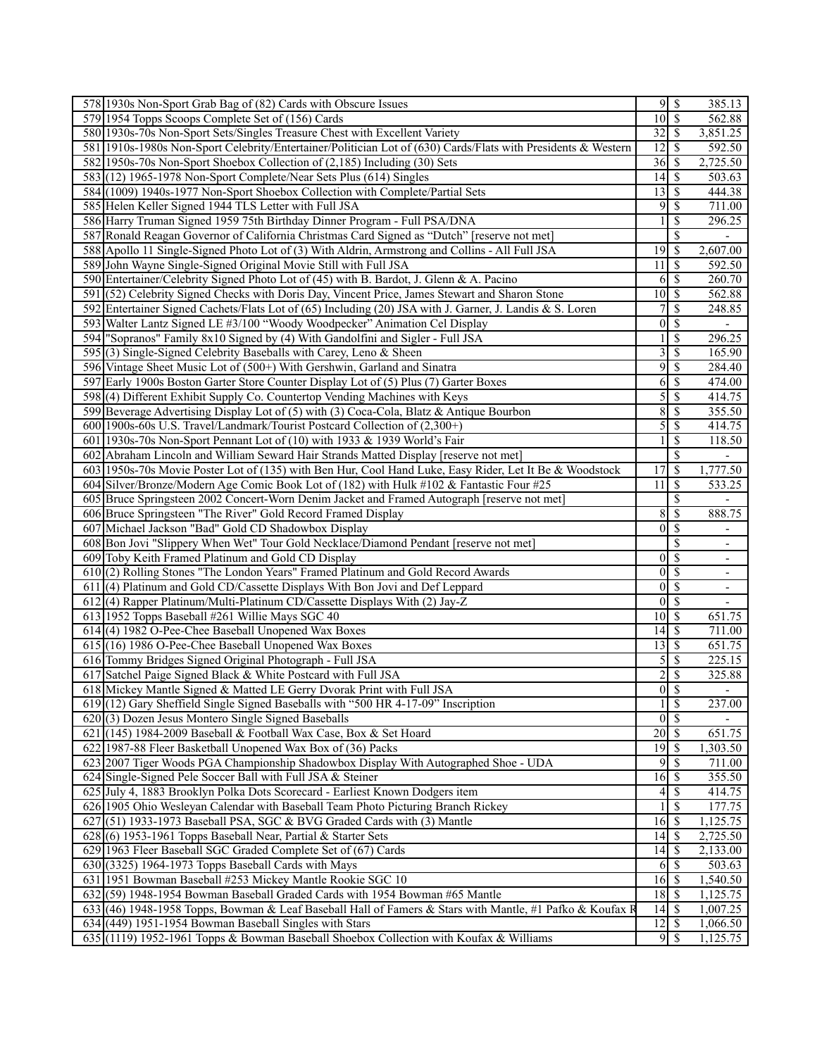| | | | | |
|---|---|---|---|---|
| 578 | 1930s Non-Sport Grab Bag of (82) Cards with Obscure Issues | 9 | $ | 385.13 |
| 579 | 1954 Topps Scoops Complete Set of (156) Cards | 10 | $ | 562.88 |
| 580 | 1930s-70s Non-Sport Sets/Singles Treasure Chest with Excellent Variety | 32 | $ | 3,851.25 |
| 581 | 1910s-1980s Non-Sport Celebrity/Entertainer/Politician Lot of (630) Cards/Flats with Presidents & Western | 12 | $ | 592.50 |
| 582 | 1950s-70s Non-Sport Shoebox Collection of (2,185) Including (30) Sets | 36 | $ | 2,725.50 |
| 583 | (12) 1965-1978 Non-Sport Complete/Near Sets Plus (614) Singles | 14 | $ | 503.63 |
| 584 | (1009) 1940s-1977 Non-Sport Shoebox Collection with Complete/Partial Sets | 13 | $ | 444.38 |
| 585 | Helen Keller Signed 1944 TLS Letter with Full JSA | 9 | $ | 711.00 |
| 586 | Harry Truman Signed 1959 75th Birthday Dinner Program - Full PSA/DNA | 1 | $ | 296.25 |
| 587 | Ronald Reagan Governor of California Christmas Card Signed as "Dutch" [reserve not met] | | $ | - |
| 588 | Apollo 11 Single-Signed Photo Lot of (3) With Aldrin, Armstrong and Collins - All Full JSA | 19 | $ | 2,607.00 |
| 589 | John Wayne Single-Signed Original Movie Still with Full JSA | 11 | $ | 592.50 |
| 590 | Entertainer/Celebrity Signed Photo Lot of (45) with B. Bardot, J. Glenn & A. Pacino | 6 | $ | 260.70 |
| 591 | (52) Celebrity Signed Checks with Doris Day, Vincent Price, James Stewart and Sharon Stone | 10 | $ | 562.88 |
| 592 | Entertainer Signed Cachets/Flats Lot of (65) Including (20) JSA with J. Garner, J. Landis & S. Loren | 7 | $ | 248.85 |
| 593 | Walter Lantz Signed LE #3/100 "Woody Woodpecker" Animation Cel Display | 0 | $ | - |
| 594 | "Sopranos" Family 8x10 Signed by (4) With Gandolfini and Sigler - Full JSA | 1 | $ | 296.25 |
| 595 | (3) Single-Signed Celebrity Baseballs with Carey, Leno & Sheen | 3 | $ | 165.90 |
| 596 | Vintage Sheet Music Lot of (500+) With Gershwin, Garland and Sinatra | 9 | $ | 284.40 |
| 597 | Early 1900s Boston Garter Store Counter Display Lot of (5) Plus (7) Garter Boxes | 6 | $ | 474.00 |
| 598 | (4) Different Exhibit Supply Co. Countertop Vending Machines with Keys | 5 | $ | 414.75 |
| 599 | Beverage Advertising Display Lot of (5) with (3) Coca-Cola, Blatz & Antique Bourbon | 8 | $ | 355.50 |
| 600 | 1900s-60s U.S. Travel/Landmark/Tourist Postcard Collection of (2,300+) | 5 | $ | 414.75 |
| 601 | 1930s-70s Non-Sport Pennant Lot of (10) with 1933 & 1939 World's Fair | 1 | $ | 118.50 |
| 602 | Abraham Lincoln and William Seward Hair Strands Matted Display [reserve not met] | | $ | - |
| 603 | 1950s-70s Movie Poster Lot of (135) with Ben Hur, Cool Hand Luke, Easy Rider, Let It Be & Woodstock | 17 | $ | 1,777.50 |
| 604 | Silver/Bronze/Modern Age Comic Book Lot of (182) with Hulk #102 & Fantastic Four #25 | 11 | $ | 533.25 |
| 605 | Bruce Springsteen 2002 Concert-Worn Denim Jacket and Framed Autograph [reserve not met] | | $ | - |
| 606 | Bruce Springsteen "The River" Gold Record Framed Display | 8 | $ | 888.75 |
| 607 | Michael Jackson "Bad" Gold CD Shadowbox Display | 0 | $ | - |
| 608 | Bon Jovi "Slippery When Wet" Tour Gold Necklace/Diamond Pendant [reserve not met] | | $ | - |
| 609 | Toby Keith Framed Platinum and Gold CD Display | 0 | $ | - |
| 610 | (2) Rolling Stones "The London Years" Framed Platinum and Gold Record Awards | 0 | $ | - |
| 611 | (4) Platinum and Gold CD/Cassette Displays With Bon Jovi and Def Leppard | 0 | $ | - |
| 612 | (4) Rapper Platinum/Multi-Platinum CD/Cassette Displays With (2) Jay-Z | 0 | $ | - |
| 613 | 1952 Topps Baseball #261 Willie Mays SGC 40 | 10 | $ | 651.75 |
| 614 | (4) 1982 O-Pee-Chee Baseball Unopened Wax Boxes | 14 | $ | 711.00 |
| 615 | (16) 1986 O-Pee-Chee Baseball Unopened Wax Boxes | 13 | $ | 651.75 |
| 616 | Tommy Bridges Signed Original Photograph - Full JSA | 5 | $ | 225.15 |
| 617 | Satchel Paige Signed Black & White Postcard with Full JSA | 2 | $ | 325.88 |
| 618 | Mickey Mantle Signed & Matted LE Gerry Dvorak Print with Full JSA | 0 | $ | - |
| 619 | (12) Gary Sheffield Single Signed Baseballs with "500 HR 4-17-09" Inscription | 1 | $ | 237.00 |
| 620 | (3) Dozen Jesus Montero Single Signed Baseballs | 0 | $ | - |
| 621 | (145) 1984-2009 Baseball & Football Wax Case, Box & Set Hoard | 20 | $ | 651.75 |
| 622 | 1987-88 Fleer Basketball Unopened Wax Box of (36) Packs | 19 | $ | 1,303.50 |
| 623 | 2007 Tiger Woods PGA Championship Shadowbox Display With Autographed Shoe - UDA | 9 | $ | 711.00 |
| 624 | Single-Signed Pele Soccer Ball with Full JSA & Steiner | 16 | $ | 355.50 |
| 625 | July 4, 1883 Brooklyn Polka Dots Scorecard - Earliest Known Dodgers item | 4 | $ | 414.75 |
| 626 | 1905 Ohio Wesleyan Calendar with Baseball Team Photo Picturing Branch Rickey | 1 | $ | 177.75 |
| 627 | (51) 1933-1973 Baseball PSA, SGC & BVG Graded Cards with (3) Mantle | 16 | $ | 1,125.75 |
| 628 | (6) 1953-1961 Topps Baseball Near, Partial & Starter Sets | 14 | $ | 2,725.50 |
| 629 | 1963 Fleer Baseball SGC Graded Complete Set of (67) Cards | 14 | $ | 2,133.00 |
| 630 | (3325) 1964-1973 Topps Baseball Cards with Mays | 6 | $ | 503.63 |
| 631 | 1951 Bowman Baseball #253 Mickey Mantle Rookie SGC 10 | 16 | $ | 1,540.50 |
| 632 | (59) 1948-1954 Bowman Baseball Graded Cards with 1954 Bowman #65 Mantle | 18 | $ | 1,125.75 |
| 633 | (46) 1948-1958 Topps, Bowman & Leaf Baseball Hall of Famers & Stars with Mantle, #1 Pafko & Koufax R | 14 | $ | 1,007.25 |
| 634 | (449) 1951-1954 Bowman Baseball Singles with Stars | 12 | $ | 1,066.50 |
| 635 | (1119) 1952-1961 Topps & Bowman Baseball Shoebox Collection with Koufax & Williams | 9 | $ | 1,125.75 |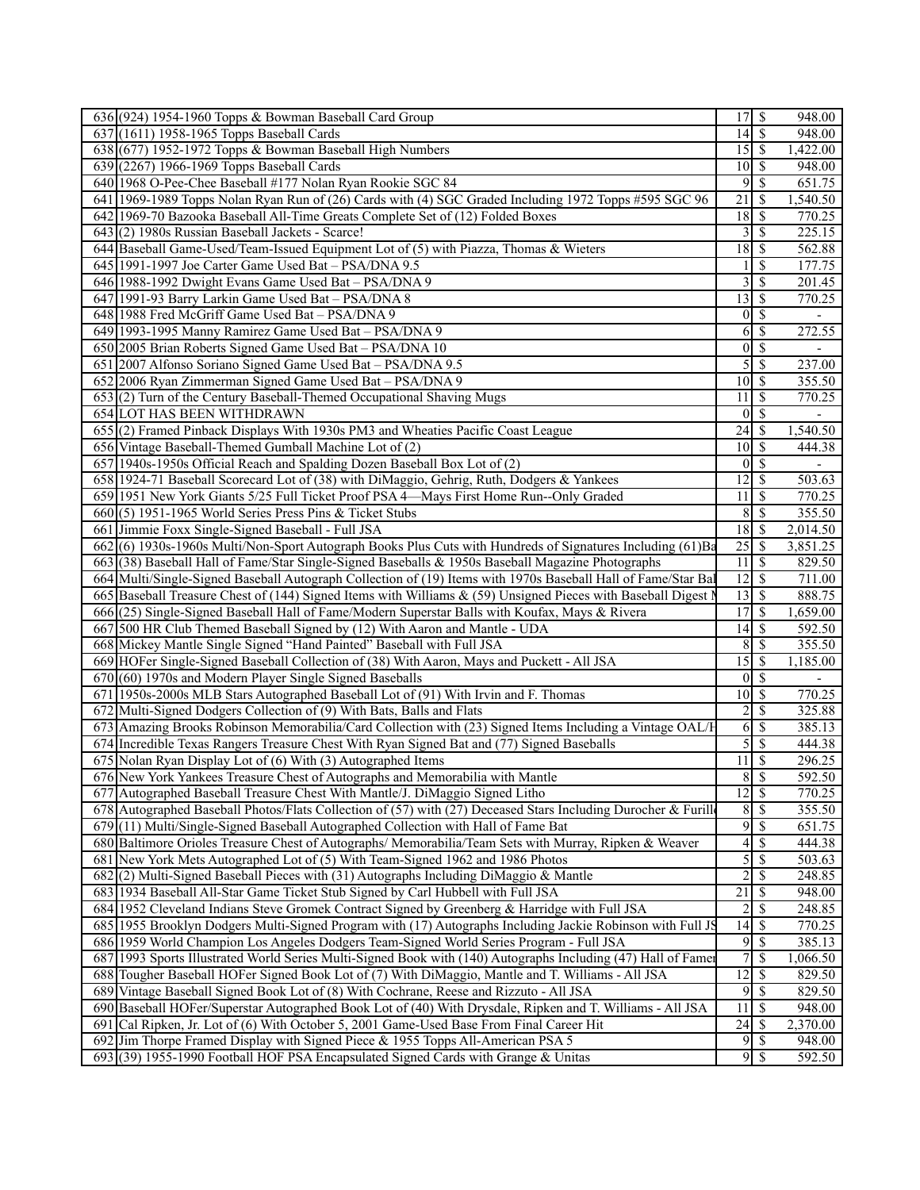| | | | | |
|---|---|---|---|---|
| 636 | (924) 1954-1960 Topps & Bowman Baseball Card Group | 17 | $ | 948.00 |
| 637 | (1611) 1958-1965 Topps Baseball Cards | 14 | $ | 948.00 |
| 638 | (677) 1952-1972 Topps & Bowman Baseball High Numbers | 15 | $ | 1,422.00 |
| 639 | (2267) 1966-1969 Topps Baseball Cards | 10 | $ | 948.00 |
| 640 | 1968 O-Pee-Chee Baseball #177 Nolan Ryan Rookie SGC 84 | 9 | $ | 651.75 |
| 641 | 1969-1989 Topps Nolan Ryan Run of (26) Cards with (4) SGC Graded Including 1972 Topps #595 SGC 96 | 21 | $ | 1,540.50 |
| 642 | 1969-70 Bazooka Baseball All-Time Greats Complete Set of (12) Folded Boxes | 18 | $ | 770.25 |
| 643 | (2) 1980s Russian Baseball Jackets - Scarce! | 3 | $ | 225.15 |
| 644 | Baseball Game-Used/Team-Issued Equipment Lot of (5) with Piazza, Thomas & Wieters | 18 | $ | 562.88 |
| 645 | 1991-1997 Joe Carter Game Used Bat – PSA/DNA 9.5 | 1 | $ | 177.75 |
| 646 | 1988-1992 Dwight Evans Game Used Bat – PSA/DNA 9 | 3 | $ | 201.45 |
| 647 | 1991-93 Barry Larkin Game Used Bat – PSA/DNA 8 | 13 | $ | 770.25 |
| 648 | 1988 Fred McGriff Game Used Bat – PSA/DNA 9 | 0 | $ | - |
| 649 | 1993-1995 Manny Ramirez Game Used Bat – PSA/DNA 9 | 6 | $ | 272.55 |
| 650 | 2005 Brian Roberts Signed Game Used Bat – PSA/DNA 10 | 0 | $ | - |
| 651 | 2007 Alfonso Soriano Signed Game Used Bat – PSA/DNA 9.5 | 5 | $ | 237.00 |
| 652 | 2006 Ryan Zimmerman Signed Game Used Bat – PSA/DNA 9 | 10 | $ | 355.50 |
| 653 | (2) Turn of the Century Baseball-Themed Occupational Shaving Mugs | 11 | $ | 770.25 |
| 654 | LOT HAS BEEN WITHDRAWN | 0 | $ | - |
| 655 | (2) Framed Pinback Displays With 1930s PM3 and Wheaties Pacific Coast League | 24 | $ | 1,540.50 |
| 656 | Vintage Baseball-Themed Gumball Machine Lot of (2) | 10 | $ | 444.38 |
| 657 | 1940s-1950s Official Reach and Spalding Dozen Baseball Box Lot of (2) | 0 | $ | - |
| 658 | 1924-71 Baseball Scorecard Lot of (38) with DiMaggio, Gehrig, Ruth, Dodgers & Yankees | 12 | $ | 503.63 |
| 659 | 1951 New York Giants 5/25 Full Ticket Proof PSA 4—Mays First Home Run--Only Graded | 11 | $ | 770.25 |
| 660 | (5) 1951-1965 World Series Press Pins & Ticket Stubs | 8 | $ | 355.50 |
| 661 | Jimmie Foxx Single-Signed Baseball - Full JSA | 18 | $ | 2,014.50 |
| 662 | (6) 1930s-1960s Multi/Non-Sport Autograph Books Plus Cuts with Hundreds of Signatures Including (61)Ba | 25 | $ | 3,851.25 |
| 663 | (38) Baseball Hall of Fame/Star Single-Signed Baseballs & 1950s Baseball Magazine Photographs | 11 | $ | 829.50 |
| 664 | Multi/Single-Signed Baseball Autograph Collection of (19) Items with 1970s Baseball Hall of Fame/Star Bal | 12 | $ | 711.00 |
| 665 | Baseball Treasure Chest of (144) Signed Items with Williams & (59) Unsigned Pieces with Baseball Digest M | 13 | $ | 888.75 |
| 666 | (25) Single-Signed Baseball Hall of Fame/Modern Superstar Balls with Koufax, Mays & Rivera | 17 | $ | 1,659.00 |
| 667 | 500 HR Club Themed Baseball Signed by (12) With Aaron and Mantle - UDA | 14 | $ | 592.50 |
| 668 | Mickey Mantle Single Signed "Hand Painted" Baseball with Full JSA | 8 | $ | 355.50 |
| 669 | HOFer Single-Signed Baseball Collection of (38) With Aaron, Mays and Puckett - All JSA | 15 | $ | 1,185.00 |
| 670 | (60) 1970s and Modern Player Single Signed Baseballs | 0 | $ | - |
| 671 | 1950s-2000s MLB Stars Autographed Baseball Lot of (91) With Irvin and F. Thomas | 10 | $ | 770.25 |
| 672 | Multi-Signed Dodgers Collection of (9) With Bats, Balls and Flats | 2 | $ | 325.88 |
| 673 | Amazing Brooks Robinson Memorabilia/Card Collection with (23) Signed Items Including a Vintage OAL/H | 6 | $ | 385.13 |
| 674 | Incredible Texas Rangers Treasure Chest With Ryan Signed Bat and (77) Signed Baseballs | 5 | $ | 444.38 |
| 675 | Nolan Ryan Display Lot of (6) With (3) Autographed Items | 11 | $ | 296.25 |
| 676 | New York Yankees Treasure Chest of Autographs and Memorabilia with Mantle | 8 | $ | 592.50 |
| 677 | Autographed Baseball Treasure Chest With Mantle/J. DiMaggio Signed Litho | 12 | $ | 770.25 |
| 678 | Autographed Baseball Photos/Flats Collection of (57) with (27) Deceased Stars Including Durocher & Furill | 8 | $ | 355.50 |
| 679 | (11) Multi/Single-Signed Baseball Autographed Collection with Hall of Fame Bat | 9 | $ | 651.75 |
| 680 | Baltimore Orioles Treasure Chest of Autographs/ Memorabilia/Team Sets with Murray, Ripken & Weaver | 4 | $ | 444.38 |
| 681 | New York Mets Autographed Lot of (5) With Team-Signed 1962 and 1986 Photos | 5 | $ | 503.63 |
| 682 | (2) Multi-Signed Baseball Pieces with (31) Autographs Including DiMaggio & Mantle | 2 | $ | 248.85 |
| 683 | 1934 Baseball All-Star Game Ticket Stub Signed by Carl Hubbell with Full JSA | 21 | $ | 948.00 |
| 684 | 1952 Cleveland Indians Steve Gromek Contract Signed by Greenberg & Harridge with Full JSA | 2 | $ | 248.85 |
| 685 | 1955 Brooklyn Dodgers Multi-Signed Program with (17) Autographs Including Jackie Robinson with Full JS | 14 | $ | 770.25 |
| 686 | 1959 World Champion Los Angeles Dodgers Team-Signed World Series Program - Full JSA | 9 | $ | 385.13 |
| 687 | 1993 Sports Illustrated World Series Multi-Signed Book with (140) Autographs Including (47) Hall of Famer | 7 | $ | 1,066.50 |
| 688 | Tougher Baseball HOFer Signed Book Lot of (7) With DiMaggio, Mantle and T. Williams - All JSA | 12 | $ | 829.50 |
| 689 | Vintage Baseball Signed Book Lot of (8) With Cochrane, Reese and Rizzuto - All JSA | 9 | $ | 829.50 |
| 690 | Baseball HOFer/Superstar Autographed Book Lot of (40) With Drysdale, Ripken and T. Williams - All JSA | 11 | $ | 948.00 |
| 691 | Cal Ripken, Jr. Lot of (6) With October 5, 2001 Game-Used Base From Final Career Hit | 24 | $ | 2,370.00 |
| 692 | Jim Thorpe Framed Display with Signed Piece & 1955 Topps All-American PSA 5 | 9 | $ | 948.00 |
| 693 | (39) 1955-1990 Football HOF PSA Encapsulated Signed Cards with Grange & Unitas | 9 | $ | 592.50 |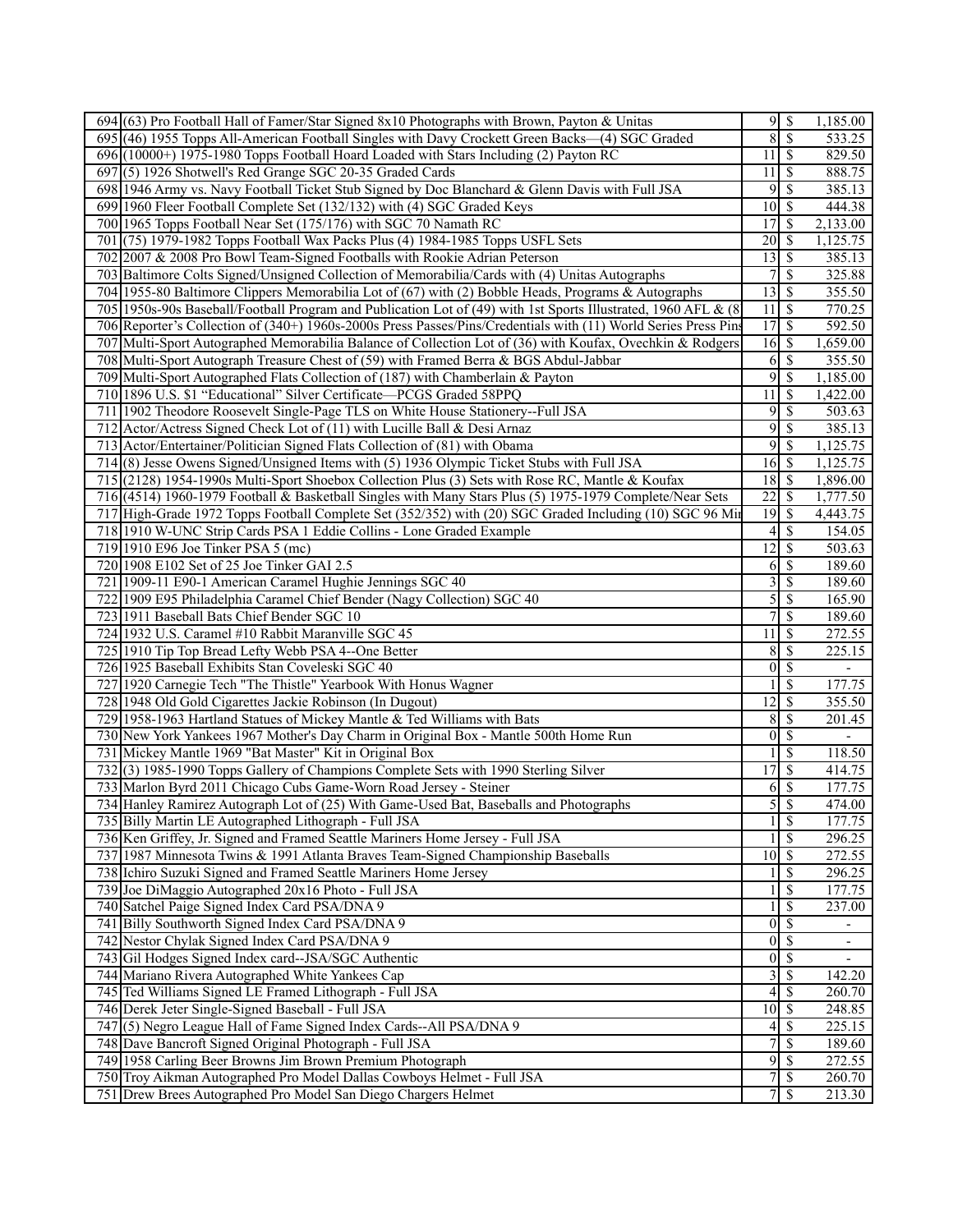| | | | | |
|---|---|---|---|---|
| 694 | (63) Pro Football Hall of Famer/Star Signed 8x10 Photographs with Brown, Payton & Unitas | 9 | $ | 1,185.00 |
| 695 | (46) 1955 Topps All-American Football Singles with Davy Crockett Green Backs—(4) SGC Graded | 8 | $ | 533.25 |
| 696 | (10000+) 1975-1980 Topps Football Hoard Loaded with Stars Including (2) Payton RC | 11 | $ | 829.50 |
| 697 | (5) 1926 Shotwell's Red Grange SGC 20-35 Graded Cards | 11 | $ | 888.75 |
| 698 | 1946 Army vs. Navy Football Ticket Stub Signed by Doc Blanchard & Glenn Davis with Full JSA | 9 | $ | 385.13 |
| 699 | 1960 Fleer Football Complete Set (132/132) with (4) SGC Graded Keys | 10 | $ | 444.38 |
| 700 | 1965 Topps Football Near Set (175/176) with SGC 70 Namath RC | 17 | $ | 2,133.00 |
| 701 | (75) 1979-1982 Topps Football Wax Packs Plus (4) 1984-1985 Topps USFL Sets | 20 | $ | 1,125.75 |
| 702 | 2007 & 2008 Pro Bowl Team-Signed Footballs with Rookie Adrian Peterson | 13 | $ | 385.13 |
| 703 | Baltimore Colts Signed/Unsigned Collection of Memorabilia/Cards with (4) Unitas Autographs | 7 | $ | 325.88 |
| 704 | 1955-80 Baltimore Clippers Memorabilia Lot of (67) with (2) Bobble Heads, Programs & Autographs | 13 | $ | 355.50 |
| 705 | 1950s-90s Baseball/Football Program and Publication Lot of (49) with 1st Sports Illustrated, 1960 AFL & (8 | 11 | $ | 770.25 |
| 706 | Reporter's Collection of (340+) 1960s-2000s Press Passes/Pins/Credentials with (11) World Series Press Pins | 17 | $ | 592.50 |
| 707 | Multi-Sport Autographed Memorabilia Balance of Collection Lot of (36) with Koufax, Ovechkin & Rodgers | 16 | $ | 1,659.00 |
| 708 | Multi-Sport Autograph Treasure Chest of (59) with Framed Berra & BGS Abdul-Jabbar | 6 | $ | 355.50 |
| 709 | Multi-Sport Autographed Flats Collection of (187) with Chamberlain & Payton | 9 | $ | 1,185.00 |
| 710 | 1896 U.S. $1 "Educational" Silver Certificate—PCGS Graded 58PPQ | 11 | $ | 1,422.00 |
| 711 | 1902 Theodore Roosevelt Single-Page TLS on White House Stationery--Full JSA | 9 | $ | 503.63 |
| 712 | Actor/Actress Signed Check Lot of (11) with Lucille Ball & Desi Arnaz | 9 | $ | 385.13 |
| 713 | Actor/Entertainer/Politician Signed Flats Collection of (81) with Obama | 9 | $ | 1,125.75 |
| 714 | (8) Jesse Owens Signed/Unsigned Items with (5) 1936 Olympic Ticket Stubs with Full JSA | 16 | $ | 1,125.75 |
| 715 | (2128) 1954-1990s Multi-Sport Shoebox Collection Plus (3) Sets with Rose RC, Mantle & Koufax | 18 | $ | 1,896.00 |
| 716 | (4514) 1960-1979 Football & Basketball Singles with Many Stars Plus (5) 1975-1979 Complete/Near Sets | 22 | $ | 1,777.50 |
| 717 | High-Grade 1972 Topps Football Complete Set (352/352) with (20) SGC Graded Including (10) SGC 96 Mi | 19 | $ | 4,443.75 |
| 718 | 1910 W-UNC Strip Cards PSA 1 Eddie Collins - Lone Graded Example | 4 | $ | 154.05 |
| 719 | 1910 E96 Joe Tinker PSA 5 (mc) | 12 | $ | 503.63 |
| 720 | 1908 E102 Set of 25 Joe Tinker GAI 2.5 | 6 | $ | 189.60 |
| 721 | 1909-11 E90-1 American Caramel Hughie Jennings SGC 40 | 3 | $ | 189.60 |
| 722 | 1909 E95 Philadelphia Caramel Chief Bender (Nagy Collection) SGC 40 | 5 | $ | 165.90 |
| 723 | 1911 Baseball Bats Chief Bender SGC 10 | 7 | $ | 189.60 |
| 724 | 1932 U.S. Caramel #10 Rabbit Maranville SGC 45 | 11 | $ | 272.55 |
| 725 | 1910 Tip Top Bread Lefty Webb PSA 4--One Better | 8 | $ | 225.15 |
| 726 | 1925 Baseball Exhibits Stan Coveleski SGC 40 | 0 | $ | - |
| 727 | 1920 Carnegie Tech "The Thistle" Yearbook With Honus Wagner | 1 | $ | 177.75 |
| 728 | 1948 Old Gold Cigarettes Jackie Robinson (In Dugout) | 12 | $ | 355.50 |
| 729 | 1958-1963 Hartland Statues of Mickey Mantle & Ted Williams with Bats | 8 | $ | 201.45 |
| 730 | New York Yankees 1967 Mother's Day Charm in Original Box - Mantle 500th Home Run | 0 | $ | - |
| 731 | Mickey Mantle 1969 "Bat Master" Kit in Original Box | 1 | $ | 118.50 |
| 732 | (3) 1985-1990 Topps Gallery of Champions Complete Sets with 1990 Sterling Silver | 17 | $ | 414.75 |
| 733 | Marlon Byrd 2011 Chicago Cubs Game-Worn Road Jersey - Steiner | 6 | $ | 177.75 |
| 734 | Hanley Ramirez Autograph Lot of (25) With Game-Used Bat, Baseballs and Photographs | 5 | $ | 474.00 |
| 735 | Billy Martin LE Autographed Lithograph - Full JSA | 1 | $ | 177.75 |
| 736 | Ken Griffey, Jr. Signed and Framed Seattle Mariners Home Jersey - Full JSA | 1 | $ | 296.25 |
| 737 | 1987 Minnesota Twins & 1991 Atlanta Braves Team-Signed Championship Baseballs | 10 | $ | 272.55 |
| 738 | Ichiro Suzuki Signed and Framed Seattle Mariners Home Jersey | 1 | $ | 296.25 |
| 739 | Joe DiMaggio Autographed 20x16 Photo - Full JSA | 1 | $ | 177.75 |
| 740 | Satchel Paige Signed Index Card PSA/DNA 9 | 1 | $ | 237.00 |
| 741 | Billy Southworth Signed Index Card PSA/DNA 9 | 0 | $ | - |
| 742 | Nestor Chylak Signed Index Card PSA/DNA 9 | 0 | $ | - |
| 743 | Gil Hodges Signed Index card--JSA/SGC Authentic | 0 | $ | - |
| 744 | Mariano Rivera Autographed White Yankees Cap | 3 | $ | 142.20 |
| 745 | Ted Williams Signed LE Framed Lithograph - Full JSA | 4 | $ | 260.70 |
| 746 | Derek Jeter Single-Signed Baseball - Full JSA | 10 | $ | 248.85 |
| 747 | (5) Negro League Hall of Fame Signed Index Cards--All PSA/DNA 9 | 4 | $ | 225.15 |
| 748 | Dave Bancroft Signed Original Photograph - Full JSA | 7 | $ | 189.60 |
| 749 | 1958 Carling Beer Browns Jim Brown Premium Photograph | 9 | $ | 272.55 |
| 750 | Troy Aikman Autographed Pro Model Dallas Cowboys Helmet - Full JSA | 7 | $ | 260.70 |
| 751 | Drew Brees Autographed Pro Model San Diego Chargers Helmet | 7 | $ | 213.30 |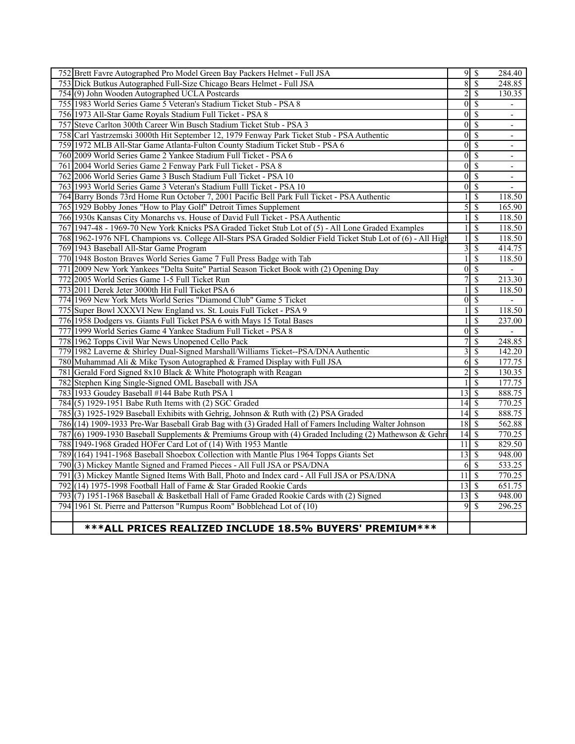| | | | | |
|---|---|---|---|---|
| 752 | Brett Favre Autographed Pro Model Green Bay Packers Helmet - Full JSA | 9 | $ | 284.40 |
| 753 | Dick Butkus Autographed Full-Size Chicago Bears Helmet - Full JSA | 8 | $ | 248.85 |
| 754 | (9) John Wooden Autographed UCLA Postcards | 2 | $ | 130.35 |
| 755 | 1983 World Series Game 5 Veteran's Stadium Ticket Stub - PSA 8 | 0 | $ | - |
| 756 | 1973 All-Star Game Royals Stadium Full Ticket - PSA 8 | 0 | $ | - |
| 757 | Steve Carlton 300th Career Win Busch Stadium Ticket Stub - PSA 3 | 0 | $ | - |
| 758 | Carl Yastrzemski 3000th Hit September 12, 1979 Fenway Park Ticket Stub - PSA Authentic | 0 | $ | - |
| 759 | 1972 MLB All-Star Game Atlanta-Fulton County Stadium Ticket Stub - PSA 6 | 0 | $ | - |
| 760 | 2009 World Series Game 2 Yankee Stadium Full Ticket - PSA 6 | 0 | $ | - |
| 761 | 2004 World Series Game 2 Fenway Park Full Ticket - PSA 8 | 0 | $ | - |
| 762 | 2006 World Series Game 3 Busch Stadium Full Ticket - PSA 10 | 0 | $ | - |
| 763 | 1993 World Series Game 3 Veteran's Stadium Fulll Ticket - PSA 10 | 0 | $ | - |
| 764 | Barry Bonds 73rd Home Run October 7, 2001 Pacific Bell Park Full Ticket - PSA Authentic | 1 | $ | 118.50 |
| 765 | 1929 Bobby Jones "How to Play Golf" Detroit Times Supplement | 5 | $ | 165.90 |
| 766 | 1930s Kansas City Monarchs vs. House of David Full Ticket - PSA Authentic | 1 | $ | 118.50 |
| 767 | 1947-48 - 1969-70 New York Knicks PSA Graded Ticket Stub Lot of (5) - All Lone Graded Examples | 1 | $ | 118.50 |
| 768 | 1962-1976 NFL Champions vs. College All-Stars PSA Graded Soldier Field Ticket Stub Lot of (6) - All High | 1 | $ | 118.50 |
| 769 | 1943 Baseball All-Star Game Program | 3 | $ | 414.75 |
| 770 | 1948 Boston Braves World Series Game 7 Full Press Badge with Tab | 1 | $ | 118.50 |
| 771 | 2009 New York Yankees "Delta Suite" Partial Season Ticket Book with (2) Opening Day | 0 | $ | - |
| 772 | 2005 World Series Game 1-5 Full Ticket Run | 7 | $ | 213.30 |
| 773 | 2011 Derek Jeter 3000th Hit Full Ticket PSA 6 | 1 | $ | 118.50 |
| 774 | 1969 New York Mets World Series "Diamond Club" Game 5 Ticket | 0 | $ | - |
| 775 | Super Bowl XXXVI New England vs. St. Louis Full Ticket - PSA 9 | 1 | $ | 118.50 |
| 776 | 1958 Dodgers vs. Giants Full Ticket PSA 6 with Mays 15 Total Bases | 1 | $ | 237.00 |
| 777 | 1999 World Series Game 4 Yankee Stadium Full Ticket - PSA 8 | 0 | $ | - |
| 778 | 1962 Topps Civil War News Unopened Cello Pack | 7 | $ | 248.85 |
| 779 | 1982 Laverne & Shirley Dual-Signed Marshall/Williams Ticket--PSA/DNA Authentic | 3 | $ | 142.20 |
| 780 | Muhammad Ali & Mike Tyson Autographed & Framed Display with Full JSA | 6 | $ | 177.75 |
| 781 | Gerald Ford Signed 8x10 Black & White Photograph with Reagan | 2 | $ | 130.35 |
| 782 | Stephen King Single-Signed OML Baseball with JSA | 1 | $ | 177.75 |
| 783 | 1933 Goudey Baseball #144 Babe Ruth PSA 1 | 13 | $ | 888.75 |
| 784 | (5) 1929-1951 Babe Ruth Items with (2) SGC Graded | 14 | $ | 770.25 |
| 785 | (3) 1925-1929 Baseball Exhibits with Gehrig, Johnson & Ruth with (2) PSA Graded | 14 | $ | 888.75 |
| 786 | (14) 1909-1933 Pre-War Baseball Grab Bag with (3) Graded Hall of Famers Including Walter Johnson | 18 | $ | 562.88 |
| 787 | (6) 1909-1930 Baseball Supplements & Premiums Group with (4) Graded Including (2) Mathewson & Gehri | 14 | $ | 770.25 |
| 788 | 1949-1968 Graded HOFer Card Lot of (14) With 1953 Mantle | 11 | $ | 829.50 |
| 789 | (164) 1941-1968 Baseball Shoebox Collection with Mantle Plus 1964 Topps Giants Set | 13 | $ | 948.00 |
| 790 | (3) Mickey Mantle Signed and Framed Pieces - All Full JSA or PSA/DNA | 6 | $ | 533.25 |
| 791 | (3) Mickey Mantle Signed Items With Ball, Photo and Index card - All Full JSA or PSA/DNA | 11 | $ | 770.25 |
| 792 | (14) 1975-1998 Football Hall of Fame & Star Graded Rookie Cards | 13 | $ | 651.75 |
| 793 | (7) 1951-1968 Baseball & Basketball Hall of Fame Graded Rookie Cards with (2) Signed | 13 | $ | 948.00 |
| 794 | 1961 St. Pierre and Patterson "Rumpus Room" Bobblehead Lot of (10) | 9 | $ | 296.25 |
| | | | | |
| | **\*\*\*ALL PRICES REALIZED INCLUDE 18.5% BUYERS' PREMIUM\*\*\*** | | | |